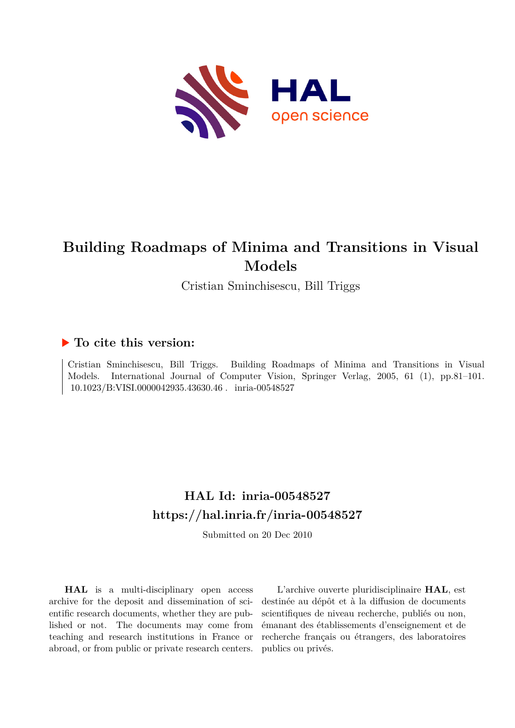# Building Roadmaps of Minima and Transitions in Visual Models

Cristian Sminchisescu, Bill Triggs

## ▶ To cite this version:

Cristian Sminchisescu, Bill Triggs. Building Roadmaps of Minima and Transitions in Visual Models. International Journal of Computer Vision, Springer Verlag, 2005, 61 (1), pp.81–101. 10.1023/B:VISI.0000042935.43630.46 . inria-00548527

## HAL Id: inria-00548527

## https://hal.inria.fr/inria-00548527

Submitted on 20 Dec 2010

**HAL** is a multi-disciplinary open access archive for the deposit and dissemination of scientific research documents, whether they are published or not. The documents may come from teaching and research institutions in France or abroad, or from public or private research centers.

L'archive ouverte pluridisciplinaire **HAL**, est destinée au dépôt et à la diffusion de documents scientifiques de niveau recherche, publiés ou non, émanant des établissements d'enseignement et de recherche français ou étrangers, des laboratoires publics ou privés.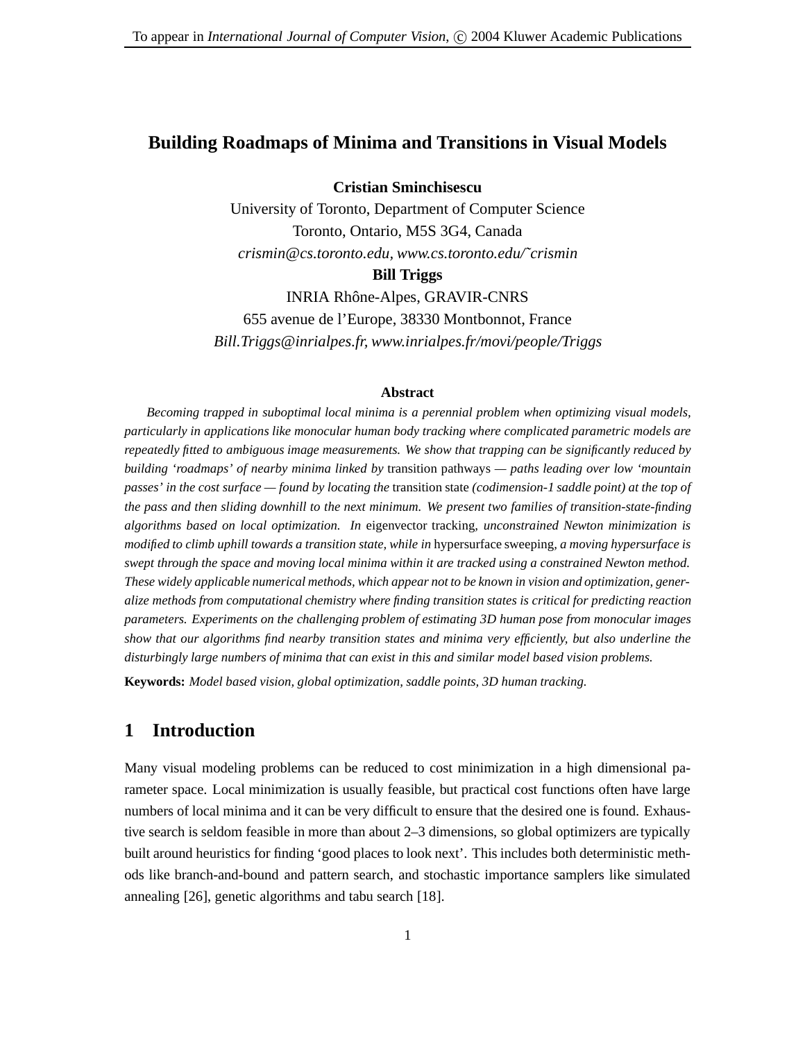# Building Roadmaps of Minima and Transitions in Visual Models

**Cristian Sminchisescu**

University of Toronto, Department of Computer Science

Toronto, Ontario, M5S 3G4, Canada

*crismin@cs.toronto.edu, www.cs.toronto.edu/~crismin*

**Bill Triggs**

INRIA Rhône-Alpes, GRAVIR-CNRS

655 avenue de l'Europe, 38330 Montbonnot, France

*Bill.Triggs@inrialpes.fr, www.inrialpes.fr/movi/people/Triggs*

### Abstract

*Becoming trapped in suboptimal local minima is a perennial problem when optimizing visual models, particularly in applications like monocular human body tracking where complicated parametric models are repeatedly fitted to ambiguous image measurements. We show that trapping can be significantly reduced by building 'roadmaps' of nearby minima linked by* transition pathways *— paths leading over low 'mountain passes' in the cost surface — found by locating the* transition state *(codimension-1 saddle point) at the top of the pass and then sliding downhill to the next minimum. We present two families of transition-state-finding algorithms based on local optimization. In* eigenvector tracking, *unconstrained Newton minimization is modified to climb uphill towards a transition state, while in* hypersurface sweeping, *a moving hypersurface is swept through the space and moving local minima within it are tracked using a constrained Newton method. These widely applicable numerical methods, which appear not to be known in vision and optimization, generalize methods from computational chemistry where finding transition states is critical for predicting reaction parameters. Experiments on the challenging problem of estimating 3D human pose from monocular images show that our algorithms find nearby transition states and minima very efficiently, but also underline the disturbingly large numbers of minima that can exist in this and similar model based vision problems.*

**Keywords:** *Model based vision, global optimization, saddle points, 3D human tracking.*

## 1 Introduction

Many visual modeling problems can be reduced to cost minimization in a high dimensional parameter space. Local minimization is usually feasible, but practical cost functions often have large numbers of local minima and it can be very difficult to ensure that the desired one is found. Exhaustive search is seldom feasible in more than about 2–3 dimensions, so global optimizers are typically built around heuristics for finding 'good places to look next'. This includes both deterministic methods like branch-and-bound and pattern search, and stochastic importance samplers like simulated annealing [26], genetic algorithms and tabu search [18].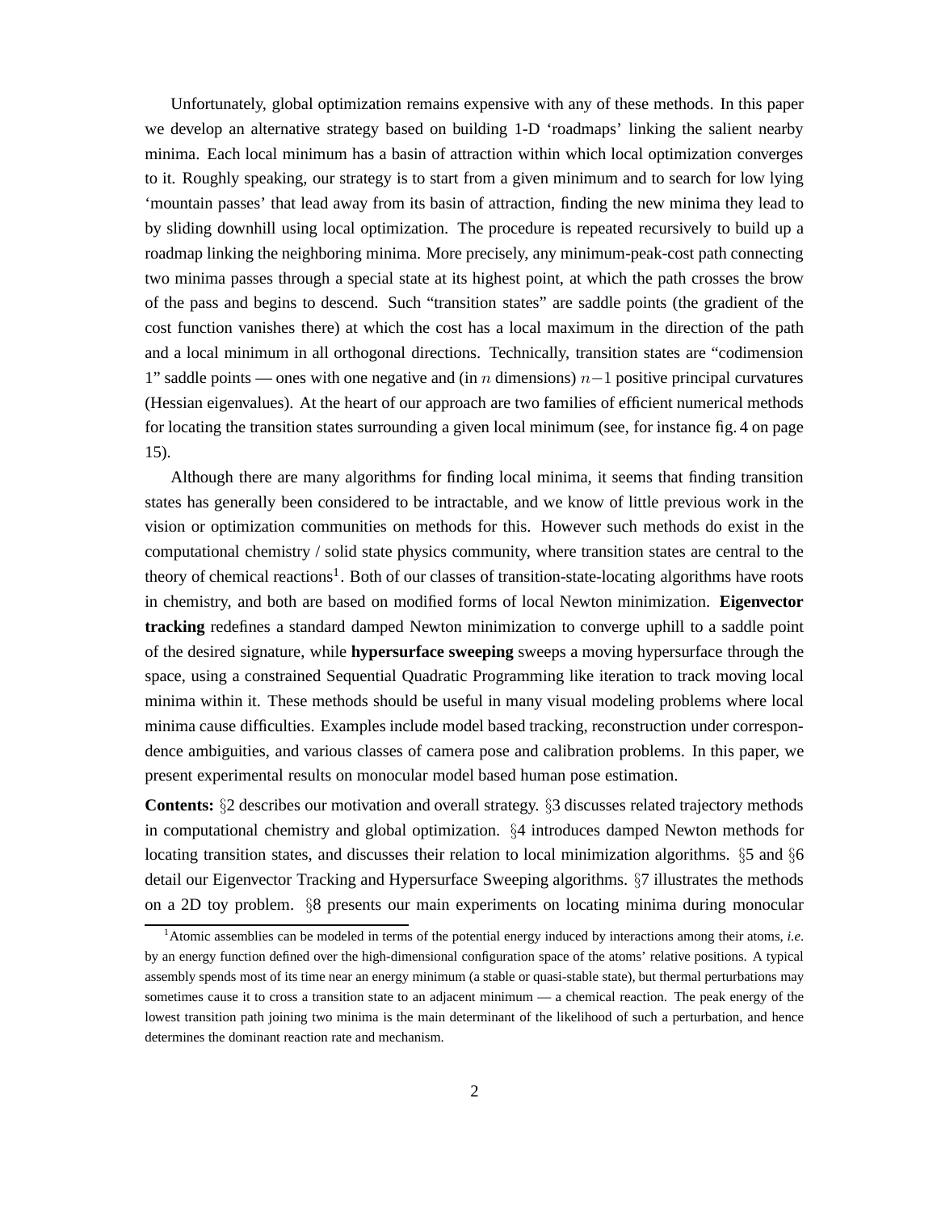Unfortunately, global optimization remains expensive with any of these methods. In this paper we develop an alternative strategy based on building 1-D 'roadmaps' linking the salient nearby minima. Each local minimum has a basin of attraction within which local optimization converges to it. Roughly speaking, our strategy is to start from a given minimum and to search for low lying 'mountain passes' that lead away from its basin of attraction, finding the new minima they lead to by sliding downhill using local optimization. The procedure is repeated recursively to build up a roadmap linking the neighboring minima. More precisely, any minimum-peak-cost path connecting two minima passes through a special state at its highest point, at which the path crosses the brow of the pass and begins to descend. Such "transition states" are saddle points (the gradient of the cost function vanishes there) at which the cost has a local maximum in the direction of the path and a local minimum in all orthogonal directions. Technically, transition states are "codimension 1" saddle points — ones with one negative and (in $n$ dimensions) $n-1$ positive principal curvatures (Hessian eigenvalues). At the heart of our approach are two families of efficient numerical methods for locating the transition states surrounding a given local minimum (see, for instance fig. 4 on page 15).

Although there are many algorithms for finding local minima, it seems that finding transition states has generally been considered to be intractable, and we know of little previous work in the vision or optimization communities on methods for this. However such methods do exist in the computational chemistry / solid state physics community, where transition states are central to the theory of chemical reactions[1]. Both of our classes of transition-state-locating algorithms have roots in chemistry, and both are based on modified forms of local Newton minimization. **Eigenvector tracking** redefines a standard damped Newton minimization to converge uphill to a saddle point of the desired signature, while **hypersurface sweeping** sweeps a moving hypersurface through the space, using a constrained Sequential Quadratic Programming like iteration to track moving local minima within it. These methods should be useful in many visual modeling problems where local minima cause difficulties. Examples include model based tracking, reconstruction under correspondence ambiguities, and various classes of camera pose and calibration problems. In this paper, we present experimental results on monocular model based human pose estimation.

**Contents:** §2 describes our motivation and overall strategy. §3 discusses related trajectory methods in computational chemistry and global optimization. §4 introduces damped Newton methods for locating transition states, and discusses their relation to local minimization algorithms. §5 and §6 detail our Eigenvector Tracking and Hypersurface Sweeping algorithms. §7 illustrates the methods on a 2D toy problem. §8 presents our main experiments on locating minima during monocular

[1] Atomic assemblies can be modeled in terms of the potential energy induced by interactions among their atoms, *i.e.* by an energy function defined over the high-dimensional configuration space of the atoms' relative positions. A typical assembly spends most of its time near an energy minimum (a stable or quasi-stable state), but thermal perturbations may sometimes cause it to cross a transition state to an adjacent minimum — a chemical reaction. The peak energy of the lowest transition path joining two minima is the main determinant of the likelihood of such a perturbation, and hence determines the dominant reaction rate and mechanism.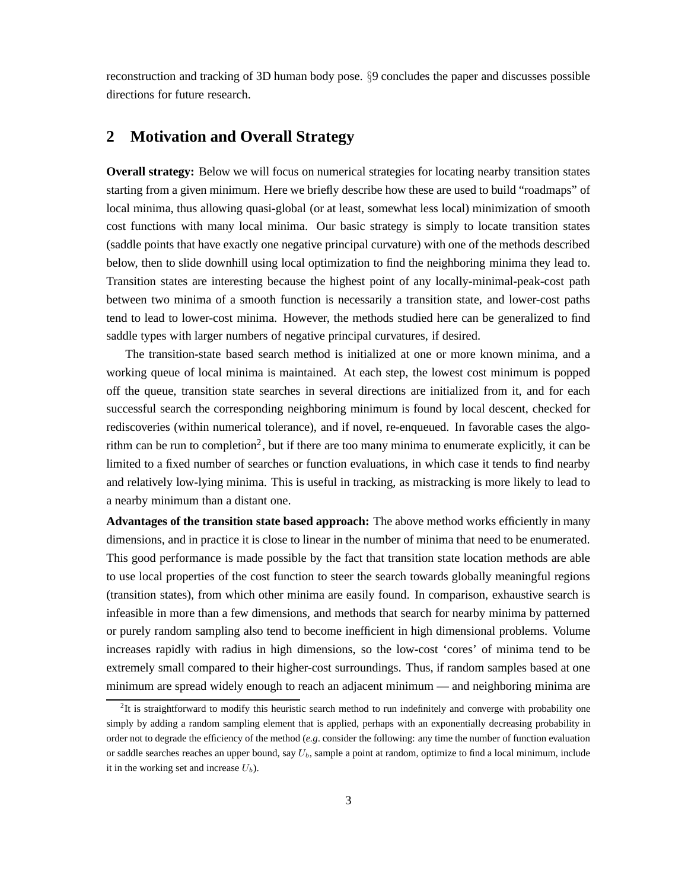reconstruction and tracking of 3D human body pose. §9 concludes the paper and discusses possible directions for future research.

## 2 Motivation and Overall Strategy

**Overall strategy:** Below we will focus on numerical strategies for locating nearby transition states starting from a given minimum. Here we briefly describe how these are used to build "roadmaps" of local minima, thus allowing quasi-global (or at least, somewhat less local) minimization of smooth cost functions with many local minima. Our basic strategy is simply to locate transition states (saddle points that have exactly one negative principal curvature) with one of the methods described below, then to slide downhill using local optimization to find the neighboring minima they lead to. Transition states are interesting because the highest point of any locally-minimal-peak-cost path between two minima of a smooth function is necessarily a transition state, and lower-cost paths tend to lead to lower-cost minima. However, the methods studied here can be generalized to find saddle types with larger numbers of negative principal curvatures, if desired.

The transition-state based search method is initialized at one or more known minima, and a working queue of local minima is maintained. At each step, the lowest cost minimum is popped off the queue, transition state searches in several directions are initialized from it, and for each successful search the corresponding neighboring minimum is found by local descent, checked for rediscoveries (within numerical tolerance), and if novel, re-enqueued. In favorable cases the algorithm can be run to completion[2], but if there are too many minima to enumerate explicitly, it can be limited to a fixed number of searches or function evaluations, in which case it tends to find nearby and relatively low-lying minima. This is useful in tracking, as mistracking is more likely to lead to a nearby minimum than a distant one.

**Advantages of the transition state based approach:** The above method works efficiently in many dimensions, and in practice it is close to linear in the number of minima that need to be enumerated. This good performance is made possible by the fact that transition state location methods are able to use local properties of the cost function to steer the search towards globally meaningful regions (transition states), from which other minima are easily found. In comparison, exhaustive search is infeasible in more than a few dimensions, and methods that search for nearby minima by patterned or purely random sampling also tend to become inefficient in high dimensional problems. Volume increases rapidly with radius in high dimensions, so the low-cost 'cores' of minima tend to be extremely small compared to their higher-cost surroundings. Thus, if random samples based at one minimum are spread widely enough to reach an adjacent minimum — and neighboring minima are

[2] It is straightforward to modify this heuristic search method to run indefinitely and converge with probability one simply by adding a random sampling element that is applied, perhaps with an exponentially decreasing probability in order not to degrade the efficiency of the method (*e.g*. consider the following: any time the number of function evaluation or saddle searches reaches an upper bound, say $U_b$, sample a point at random, optimize to find a local minimum, include it in the working set and increase $U_b$).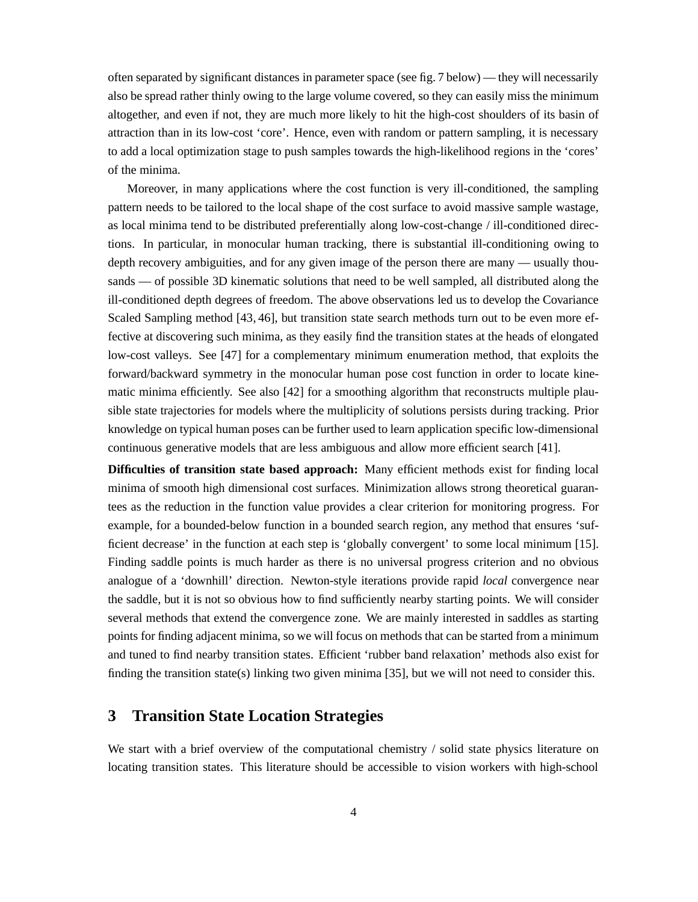often separated by significant distances in parameter space (see fig. 7 below) — they will necessarily also be spread rather thinly owing to the large volume covered, so they can easily miss the minimum altogether, and even if not, they are much more likely to hit the high-cost shoulders of its basin of attraction than in its low-cost 'core'. Hence, even with random or pattern sampling, it is necessary to add a local optimization stage to push samples towards the high-likelihood regions in the 'cores' of the minima.

Moreover, in many applications where the cost function is very ill-conditioned, the sampling pattern needs to be tailored to the local shape of the cost surface to avoid massive sample wastage, as local minima tend to be distributed preferentially along low-cost-change / ill-conditioned directions. In particular, in monocular human tracking, there is substantial ill-conditioning owing to depth recovery ambiguities, and for any given image of the person there are many — usually thousands — of possible 3D kinematic solutions that need to be well sampled, all distributed along the ill-conditioned depth degrees of freedom. The above observations led us to develop the Covariance Scaled Sampling method [43, 46], but transition state search methods turn out to be even more effective at discovering such minima, as they easily find the transition states at the heads of elongated low-cost valleys. See [47] for a complementary minimum enumeration method, that exploits the forward/backward symmetry in the monocular human pose cost function in order to locate kinematic minima efficiently. See also [42] for a smoothing algorithm that reconstructs multiple plausible state trajectories for models where the multiplicity of solutions persists during tracking. Prior knowledge on typical human poses can be further used to learn application specific low-dimensional continuous generative models that are less ambiguous and allow more efficient search [41].

**Difficulties of transition state based approach:** Many efficient methods exist for finding local minima of smooth high dimensional cost surfaces. Minimization allows strong theoretical guarantees as the reduction in the function value provides a clear criterion for monitoring progress. For example, for a bounded-below function in a bounded search region, any method that ensures 'sufficient decrease' in the function at each step is 'globally convergent' to some local minimum [15]. Finding saddle points is much harder as there is no universal progress criterion and no obvious analogue of a 'downhill' direction. Newton-style iterations provide rapid *local* convergence near the saddle, but it is not so obvious how to find sufficiently nearby starting points. We will consider several methods that extend the convergence zone. We are mainly interested in saddles as starting points for finding adjacent minima, so we will focus on methods that can be started from a minimum and tuned to find nearby transition states. Efficient 'rubber band relaxation' methods also exist for finding the transition state(s) linking two given minima [35], but we will not need to consider this.

## 3 Transition State Location Strategies

We start with a brief overview of the computational chemistry / solid state physics literature on locating transition states. This literature should be accessible to vision workers with high-school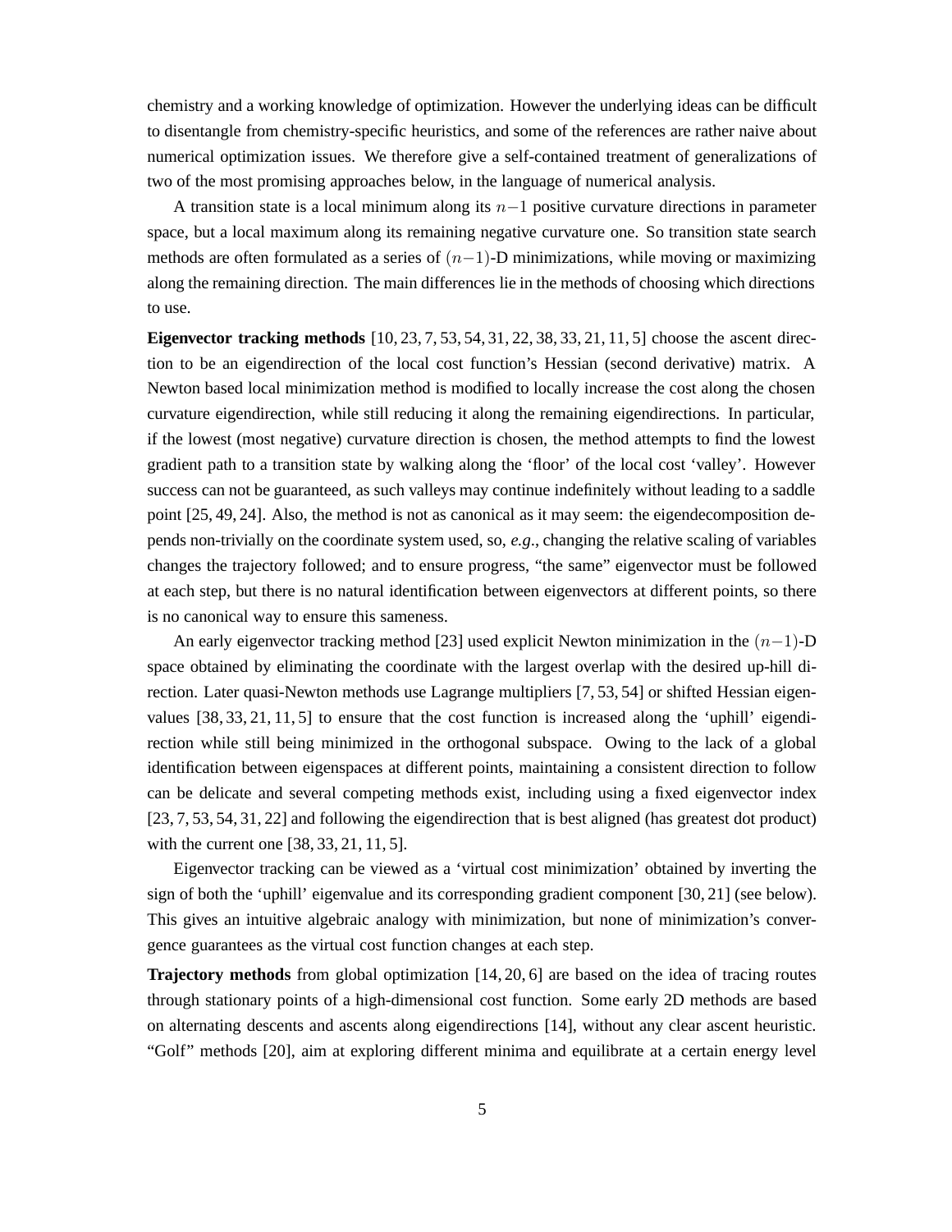chemistry and a working knowledge of optimization. However the underlying ideas can be difficult to disentangle from chemistry-specific heuristics, and some of the references are rather naive about numerical optimization issues. We therefore give a self-contained treatment of generalizations of two of the most promising approaches below, in the language of numerical analysis.

A transition state is a local minimum along its $n-1$ positive curvature directions in parameter space, but a local maximum along its remaining negative curvature one. So transition state search methods are often formulated as a series of $(n-1)$-D minimizations, while moving or maximizing along the remaining direction. The main differences lie in the methods of choosing which directions to use.

**Eigenvector tracking methods** [10, 23, 7, 53, 54, 31, 22, 38, 33, 21, 11, 5] choose the ascent direction to be an eigendirection of the local cost function's Hessian (second derivative) matrix. A Newton based local minimization method is modified to locally increase the cost along the chosen curvature eigendirection, while still reducing it along the remaining eigendirections. In particular, if the lowest (most negative) curvature direction is chosen, the method attempts to find the lowest gradient path to a transition state by walking along the 'floor' of the local cost 'valley'. However success can not be guaranteed, as such valleys may continue indefinitely without leading to a saddle point [25, 49, 24]. Also, the method is not as canonical as it may seem: the eigendecomposition depends non-trivially on the coordinate system used, so, *e.g.*, changing the relative scaling of variables changes the trajectory followed; and to ensure progress, "the same" eigenvector must be followed at each step, but there is no natural identification between eigenvectors at different points, so there is no canonical way to ensure this sameness.

An early eigenvector tracking method [23] used explicit Newton minimization in the $(n-1)$-D space obtained by eliminating the coordinate with the largest overlap with the desired up-hill direction. Later quasi-Newton methods use Lagrange multipliers [7, 53, 54] or shifted Hessian eigenvalues [38, 33, 21, 11, 5] to ensure that the cost function is increased along the 'uphill' eigendirection while still being minimized in the orthogonal subspace. Owing to the lack of a global identification between eigenspaces at different points, maintaining a consistent direction to follow can be delicate and several competing methods exist, including using a fixed eigenvector index [23, 7, 53, 54, 31, 22] and following the eigendirection that is best aligned (has greatest dot product) with the current one [38, 33, 21, 11, 5].

Eigenvector tracking can be viewed as a 'virtual cost minimization' obtained by inverting the sign of both the 'uphill' eigenvalue and its corresponding gradient component [30, 21] (see below). This gives an intuitive algebraic analogy with minimization, but none of minimization's convergence guarantees as the virtual cost function changes at each step.

**Trajectory methods** from global optimization [14, 20, 6] are based on the idea of tracing routes through stationary points of a high-dimensional cost function. Some early 2D methods are based on alternating descents and ascents along eigendirections [14], without any clear ascent heuristic. "Golf" methods [20], aim at exploring different minima and equilibrate at a certain energy level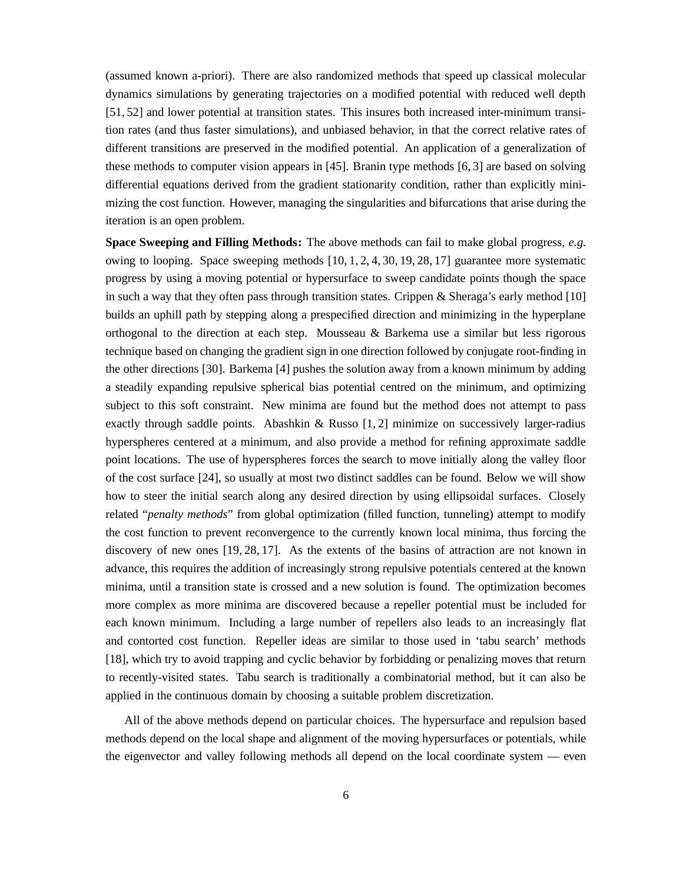(assumed known a-priori). There are also randomized methods that speed up classical molecular dynamics simulations by generating trajectories on a modified potential with reduced well depth [51, 52] and lower potential at transition states. This insures both increased inter-minimum transition rates (and thus faster simulations), and unbiased behavior, in that the correct relative rates of different transitions are preserved in the modified potential. An application of a generalization of these methods to computer vision appears in [45]. Branin type methods [6, 3] are based on solving differential equations derived from the gradient stationarity condition, rather than explicitly minimizing the cost function. However, managing the singularities and bifurcations that arise during the iteration is an open problem.

**Space Sweeping and Filling Methods:** The above methods can fail to make global progress, *e.g.* owing to looping. Space sweeping methods [10, 1, 2, 4, 30, 19, 28, 17] guarantee more systematic progress by using a moving potential or hypersurface to sweep candidate points though the space in such a way that they often pass through transition states. Crippen & Sheraga's early method [10] builds an uphill path by stepping along a prespecified direction and minimizing in the hyperplane orthogonal to the direction at each step. Mousseau & Barkema use a similar but less rigorous technique based on changing the gradient sign in one direction followed by conjugate root-finding in the other directions [30]. Barkema [4] pushes the solution away from a known minimum by adding a steadily expanding repulsive spherical bias potential centred on the minimum, and optimizing subject to this soft constraint. New minima are found but the method does not attempt to pass exactly through saddle points. Abashkin & Russo [1, 2] minimize on successively larger-radius hyperspheres centered at a minimum, and also provide a method for refining approximate saddle point locations. The use of hyperspheres forces the search to move initially along the valley floor of the cost surface [24], so usually at most two distinct saddles can be found. Below we will show how to steer the initial search along any desired direction by using ellipsoidal surfaces. Closely related "*penalty methods*" from global optimization (filled function, tunneling) attempt to modify the cost function to prevent reconvergence to the currently known local minima, thus forcing the discovery of new ones [19, 28, 17]. As the extents of the basins of attraction are not known in advance, this requires the addition of increasingly strong repulsive potentials centered at the known minima, until a transition state is crossed and a new solution is found. The optimization becomes more complex as more minima are discovered because a repeller potential must be included for each known minimum. Including a large number of repellers also leads to an increasingly flat and contorted cost function. Repeller ideas are similar to those used in 'tabu search' methods [18], which try to avoid trapping and cyclic behavior by forbidding or penalizing moves that return to recently-visited states. Tabu search is traditionally a combinatorial method, but it can also be applied in the continuous domain by choosing a suitable problem discretization.

All of the above methods depend on particular choices. The hypersurface and repulsion based methods depend on the local shape and alignment of the moving hypersurfaces or potentials, while the eigenvector and valley following methods all depend on the local coordinate system — even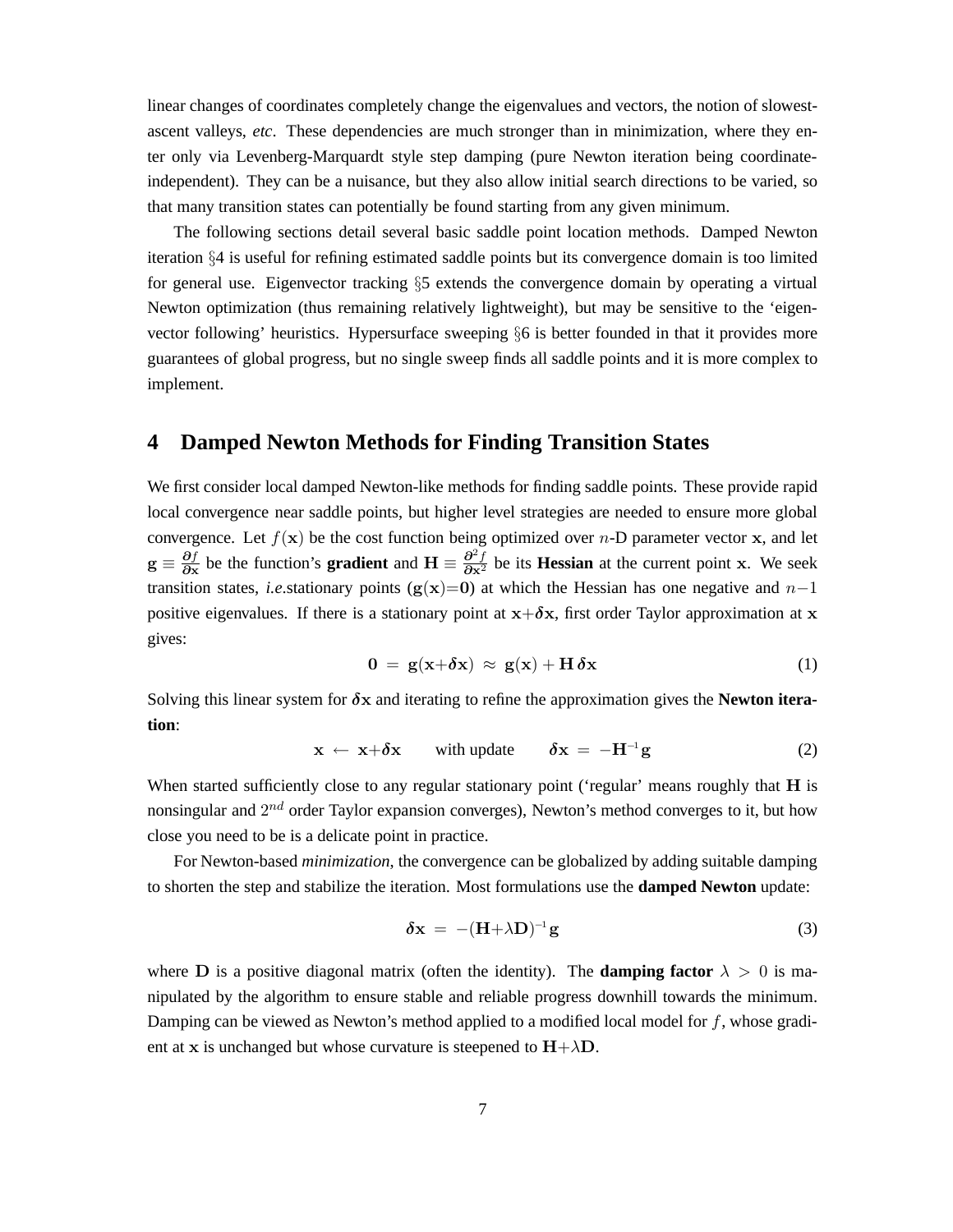linear changes of coordinates completely change the eigenvalues and vectors, the notion of slowest-ascent valleys, *etc*. These dependencies are much stronger than in minimization, where they enter only via Levenberg-Marquardt style step damping (pure Newton iteration being coordinate-independent). They can be a nuisance, but they also allow initial search directions to be varied, so that many transition states can potentially be found starting from any given minimum.

The following sections detail several basic saddle point location methods. Damped Newton iteration §4 is useful for refining estimated saddle points but its convergence domain is too limited for general use. Eigenvector tracking §5 extends the convergence domain by operating a virtual Newton optimization (thus remaining relatively lightweight), but may be sensitive to the 'eigenvector following' heuristics. Hypersurface sweeping §6 is better founded in that it provides more guarantees of global progress, but no single sweep finds all saddle points and it is more complex to implement.

## 4 Damped Newton Methods for Finding Transition States

We first consider local damped Newton-like methods for finding saddle points. These provide rapid local convergence near saddle points, but higher level strategies are needed to ensure more global convergence. Let $f(\mathbf{x})$ be the cost function being optimized over $n$-D parameter vector $\mathbf{x}$, and let $\mathbf{g} \equiv \frac{\partial f}{\partial \mathbf{x}}$ be the function's **gradient** and $\mathbf{H} \equiv \frac{\partial^2 f}{\partial \mathbf{x}^2}$ be its **Hessian** at the current point $\mathbf{x}$. We seek transition states, *i.e.*stationary points ($\mathbf{g}(\mathbf{x})=\mathbf{0}$) at which the Hessian has one negative and $n-1$ positive eigenvalues. If there is a stationary point at $\mathbf{x}+\boldsymbol{\delta}\mathbf{x}$, first order Taylor approximation at $\mathbf{x}$ gives:

$$\mathbf{0} \;=\; \mathbf{g}(\mathbf{x}+\boldsymbol{\delta}\mathbf{x}) \;\approx\; \mathbf{g}(\mathbf{x}) + \mathbf{H}\,\boldsymbol{\delta}\mathbf{x} \tag{1}$$

Solving this linear system for $\boldsymbol{\delta}\mathbf{x}$ and iterating to refine the approximation gives the **Newton iteration**:

$$\mathbf{x} \;\leftarrow\; \mathbf{x}+\boldsymbol{\delta}\mathbf{x} \qquad \text{with update} \qquad \boldsymbol{\delta}\mathbf{x} \;=\; -\mathbf{H}^{-1}\mathbf{g} \tag{2}$$

When started sufficiently close to any regular stationary point ('regular' means roughly that $\mathbf{H}$ is nonsingular and $2^{nd}$ order Taylor expansion converges), Newton's method converges to it, but how close you need to be is a delicate point in practice.

For Newton-based *minimization*, the convergence can be globalized by adding suitable damping to shorten the step and stabilize the iteration. Most formulations use the **damped Newton** update:

$$\boldsymbol{\delta}\mathbf{x} \;=\; -(\mathbf{H}+\lambda\mathbf{D})^{-1}\,\mathbf{g} \tag{3}$$

where $\mathbf{D}$ is a positive diagonal matrix (often the identity). The **damping factor** $\lambda > 0$ is manipulated by the algorithm to ensure stable and reliable progress downhill towards the minimum. Damping can be viewed as Newton's method applied to a modified local model for $f$, whose gradient at $\mathbf{x}$ is unchanged but whose curvature is steepened to $\mathbf{H}+\lambda\mathbf{D}$.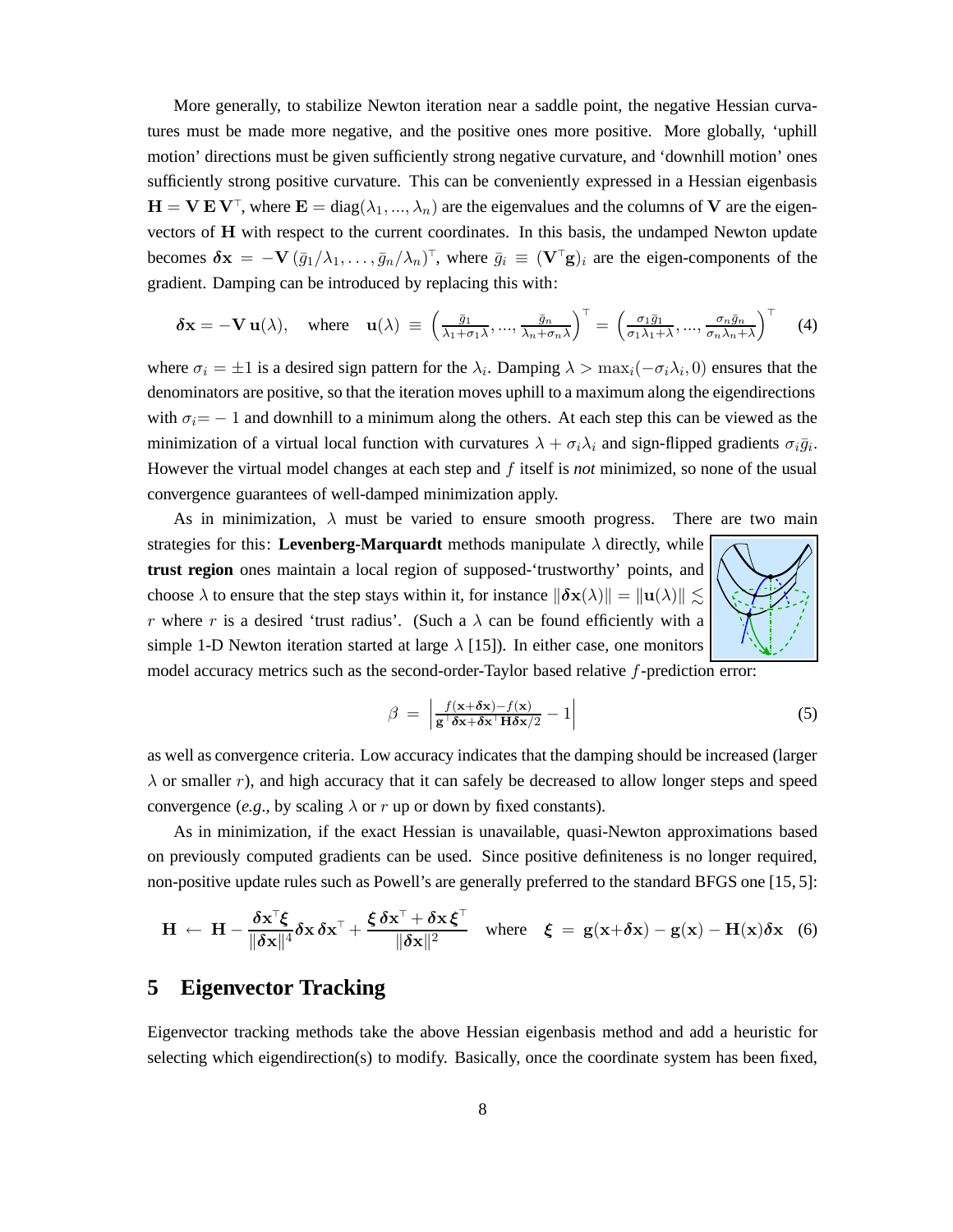More generally, to stabilize Newton iteration near a saddle point, the negative Hessian curvatures must be made more negative, and the positive ones more positive. More globally, 'uphill motion' directions must be given sufficiently strong negative curvature, and 'downhill motion' ones sufficiently strong positive curvature. This can be conveniently expressed in a Hessian eigenbasis $\mathbf{H} = \mathbf{V}\,\mathbf{E}\,\mathbf{V}^\top$, where $\mathbf{E} = \mathrm{diag}(\lambda_1, \ldots, \lambda_n)$ are the eigenvalues and the columns of $\mathbf{V}$ are the eigenvectors of $\mathbf{H}$ with respect to the current coordinates. In this basis, the undamped Newton update becomes $\boldsymbol{\delta}\mathbf{x} = -\mathbf{V}\,(\bar{g}_1/\lambda_1, \ldots, \bar{g}_n/\lambda_n)^\top$, where $\bar{g}_i \equiv (\mathbf{V}^\top \mathbf{g})_i$ are the eigen-components of the gradient. Damping can be introduced by replacing this with:

$$\boldsymbol{\delta}\mathbf{x} = -\mathbf{V}\,\mathbf{u}(\lambda), \quad \text{where} \quad \mathbf{u}(\lambda) \equiv \left(\frac{\bar{g}_1}{\lambda_1+\sigma_1\lambda}, \ldots, \frac{\bar{g}_n}{\lambda_n+\sigma_n\lambda}\right)^\top = \left(\frac{\sigma_1\bar{g}_1}{\sigma_1\lambda_1+\lambda}, \ldots, \frac{\sigma_n\bar{g}_n}{\sigma_n\lambda_n+\lambda}\right)^\top \quad (4)$$

where $\sigma_i = \pm 1$ is a desired sign pattern for the $\lambda_i$. Damping $\lambda > \max_i(-\sigma_i\lambda_i, 0)$ ensures that the denominators are positive, so that the iteration moves uphill to a maximum along the eigendirections with $\sigma_i = -1$ and downhill to a minimum along the others. At each step this can be viewed as the minimization of a virtual local function with curvatures $\lambda + \sigma_i\lambda_i$ and sign-flipped gradients $\sigma_i\bar{g}_i$. However the virtual model changes at each step and $f$ itself is *not* minimized, so none of the usual convergence guarantees of well-damped minimization apply.

As in minimization, $\lambda$ must be varied to ensure smooth progress. There are two main strategies for this: **Levenberg-Marquardt** methods manipulate $\lambda$ directly, while **trust region** ones maintain a local region of supposed-'trustworthy' points, and choose $\lambda$ to ensure that the step stays within it, for instance $\|\boldsymbol{\delta}\mathbf{x}(\lambda)\| = \|\mathbf{u}(\lambda)\| \lesssim r$ where $r$ is a desired 'trust radius'. (Such a $\lambda$ can be found efficiently with a simple 1-D Newton iteration started at large $\lambda$ [15]). In either case, one monitors model accuracy metrics such as the second-order-Taylor based relative $f$-prediction error:

$$\beta = \left|\frac{f(\mathbf{x}+\boldsymbol{\delta}\mathbf{x}) - f(\mathbf{x})}{\mathbf{g}^\top\boldsymbol{\delta}\mathbf{x} + \boldsymbol{\delta}\mathbf{x}^\top\mathbf{H}\boldsymbol{\delta}\mathbf{x}/2} - 1\right| \quad (5)$$

as well as convergence criteria. Low accuracy indicates that the damping should be increased (larger $\lambda$ or smaller $r$), and high accuracy that it can safely be decreased to allow longer steps and speed convergence (*e.g.*, by scaling $\lambda$ or $r$ up or down by fixed constants).

As in minimization, if the exact Hessian is unavailable, quasi-Newton approximations based on previously computed gradients can be used. Since positive definiteness is no longer required, non-positive update rules such as Powell's are generally preferred to the standard BFGS one [15, 5]:

$$\mathbf{H} \leftarrow \mathbf{H} - \frac{\boldsymbol{\delta}\mathbf{x}^\top\boldsymbol{\xi}}{\|\boldsymbol{\delta}\mathbf{x}\|^4}\boldsymbol{\delta}\mathbf{x}\,\boldsymbol{\delta}\mathbf{x}^\top + \frac{\boldsymbol{\xi}\,\boldsymbol{\delta}\mathbf{x}^\top + \boldsymbol{\delta}\mathbf{x}\,\boldsymbol{\xi}^\top}{\|\boldsymbol{\delta}\mathbf{x}\|^2} \quad \text{where} \quad \boldsymbol{\xi} = \mathbf{g}(\mathbf{x}+\boldsymbol{\delta}\mathbf{x}) - \mathbf{g}(\mathbf{x}) - \mathbf{H}(\mathbf{x})\boldsymbol{\delta}\mathbf{x} \quad (6)$$

## 5 Eigenvector Tracking

Eigenvector tracking methods take the above Hessian eigenbasis method and add a heuristic for selecting which eigendirection(s) to modify. Basically, once the coordinate system has been fixed,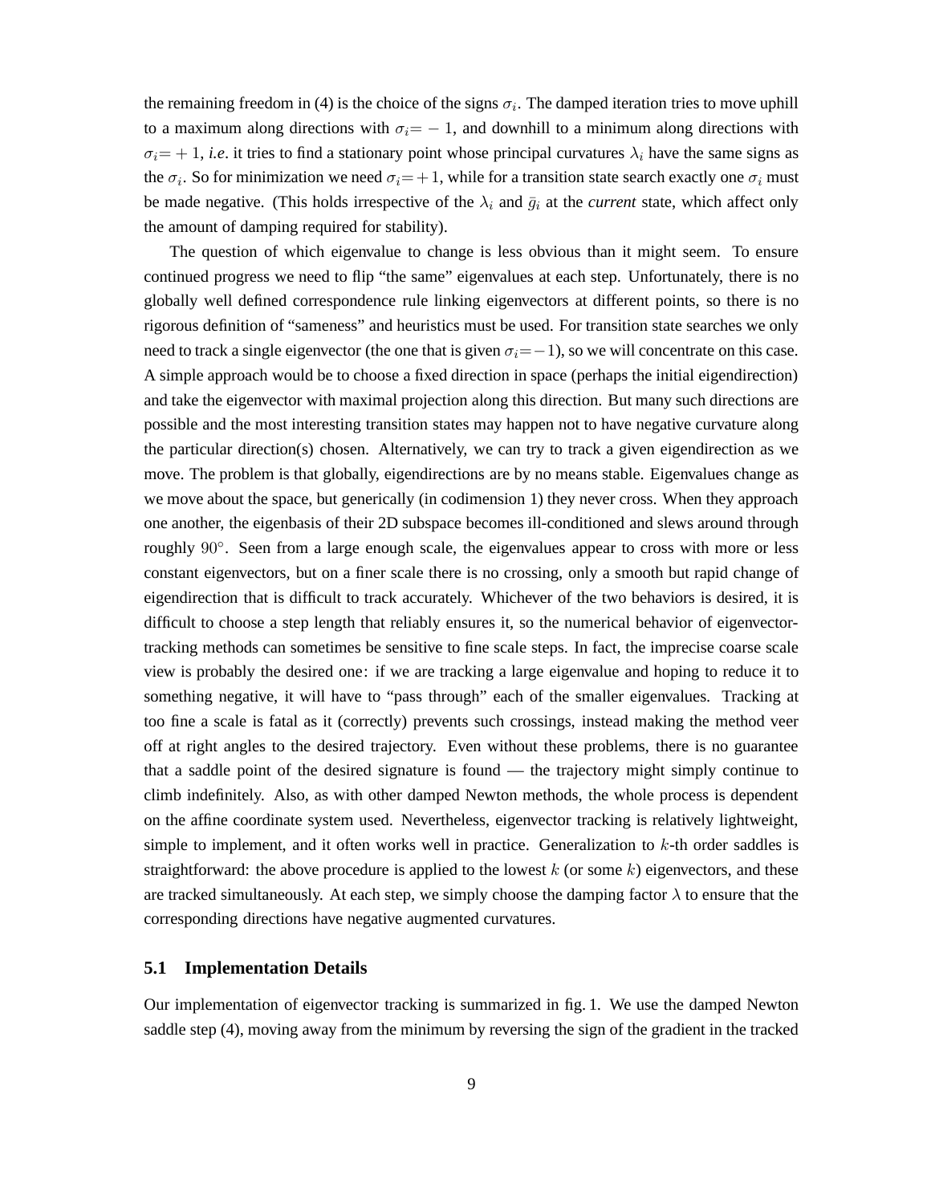the remaining freedom in (4) is the choice of the signs $\sigma_i$. The damped iteration tries to move uphill to a maximum along directions with $\sigma_i = -1$, and downhill to a minimum along directions with $\sigma_i = +1$, *i.e.* it tries to find a stationary point whose principal curvatures $\lambda_i$ have the same signs as the $\sigma_i$. So for minimization we need $\sigma_i = +1$, while for a transition state search exactly one $\sigma_i$ must be made negative. (This holds irrespective of the $\lambda_i$ and $\bar{g}_i$ at the *current* state, which affect only the amount of damping required for stability).

The question of which eigenvalue to change is less obvious than it might seem. To ensure continued progress we need to flip "the same" eigenvalues at each step. Unfortunately, there is no globally well defined correspondence rule linking eigenvectors at different points, so there is no rigorous definition of "sameness" and heuristics must be used. For transition state searches we only need to track a single eigenvector (the one that is given $\sigma_i = -1$), so we will concentrate on this case. A simple approach would be to choose a fixed direction in space (perhaps the initial eigendirection) and take the eigenvector with maximal projection along this direction. But many such directions are possible and the most interesting transition states may happen not to have negative curvature along the particular direction(s) chosen. Alternatively, we can try to track a given eigendirection as we move. The problem is that globally, eigendirections are by no means stable. Eigenvalues change as we move about the space, but generically (in codimension 1) they never cross. When they approach one another, the eigenbasis of their 2D subspace becomes ill-conditioned and slews around through roughly $90^\circ$. Seen from a large enough scale, the eigenvalues appear to cross with more or less constant eigenvectors, but on a finer scale there is no crossing, only a smooth but rapid change of eigendirection that is difficult to track accurately. Whichever of the two behaviors is desired, it is difficult to choose a step length that reliably ensures it, so the numerical behavior of eigenvector-tracking methods can sometimes be sensitive to fine scale steps. In fact, the imprecise coarse scale view is probably the desired one: if we are tracking a large eigenvalue and hoping to reduce it to something negative, it will have to "pass through" each of the smaller eigenvalues. Tracking at too fine a scale is fatal as it (correctly) prevents such crossings, instead making the method veer off at right angles to the desired trajectory. Even without these problems, there is no guarantee that a saddle point of the desired signature is found — the trajectory might simply continue to climb indefinitely. Also, as with other damped Newton methods, the whole process is dependent on the affine coordinate system used. Nevertheless, eigenvector tracking is relatively lightweight, simple to implement, and it often works well in practice. Generalization to $k$-th order saddles is straightforward: the above procedure is applied to the lowest $k$ (or some $k$) eigenvectors, and these are tracked simultaneously. At each step, we simply choose the damping factor $\lambda$ to ensure that the corresponding directions have negative augmented curvatures.

### 5.1 Implementation Details

Our implementation of eigenvector tracking is summarized in fig. 1. We use the damped Newton saddle step (4), moving away from the minimum by reversing the sign of the gradient in the tracked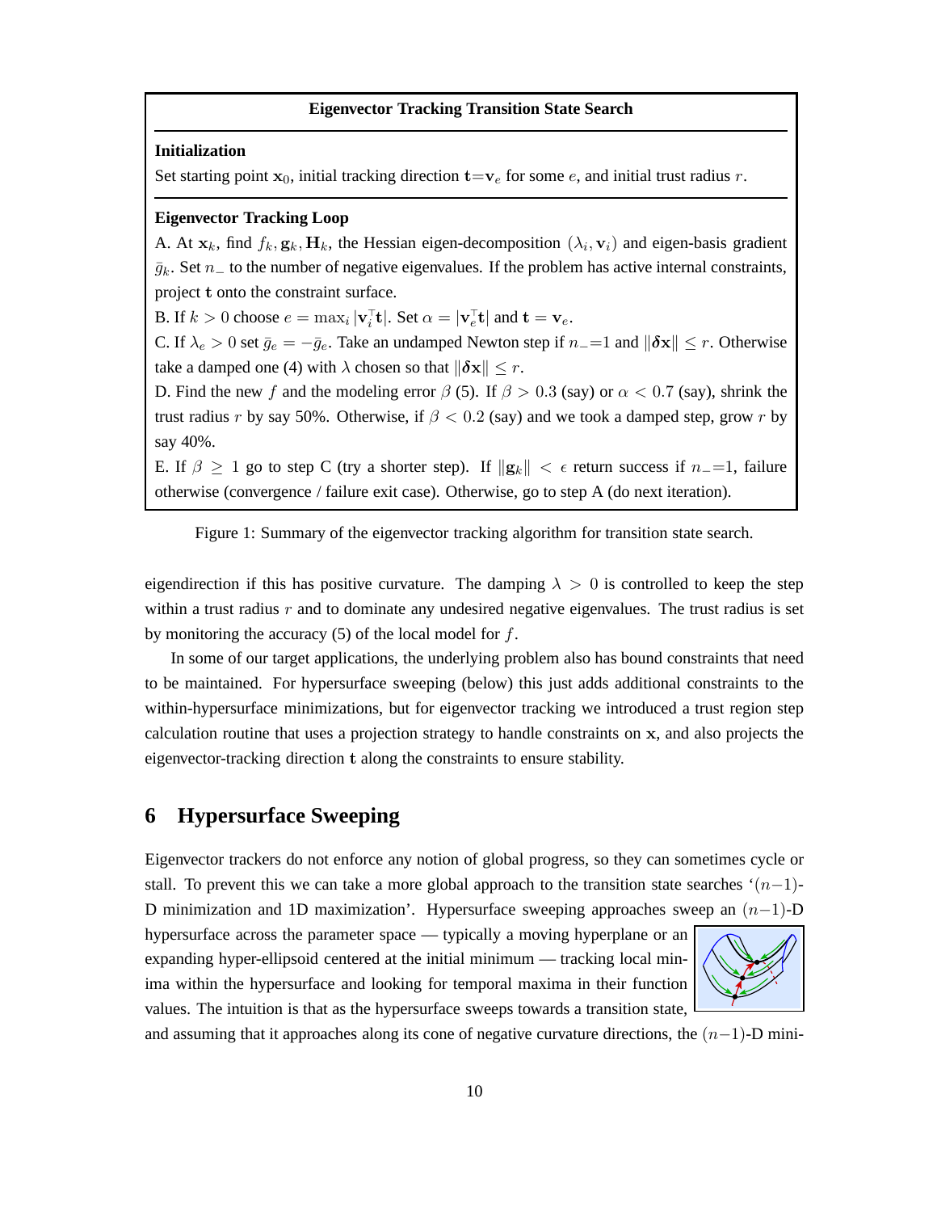**Eigenvector Tracking Transition State Search**

**Initialization**

Set starting point $\mathbf{x}_0$, initial tracking direction $\mathbf{t}=\mathbf{v}_e$ for some $e$, and initial trust radius $r$.

**Eigenvector Tracking Loop**

A. At $\mathbf{x}_k$, find $f_k, \mathbf{g}_k, \mathbf{H}_k$, the Hessian eigen-decomposition $(\lambda_i, \mathbf{v}_i)$ and eigen-basis gradient $\bar{g}_k$. Set $n_-$ to the number of negative eigenvalues. If the problem has active internal constraints, project $\mathbf{t}$ onto the constraint surface.

B. If $k > 0$ choose $e = \max_i |\mathbf{v}_i^\top \mathbf{t}|$. Set $\alpha = |\mathbf{v}_e^\top \mathbf{t}|$ and $\mathbf{t} = \mathbf{v}_e$.

C. If $\lambda_e > 0$ set $\bar{g}_e = -\bar{g}_e$. Take an undamped Newton step if $n_-=1$ and $\|\boldsymbol{\delta}\mathbf{x}\| \leq r$. Otherwise take a damped one (4) with $\lambda$ chosen so that $\|\boldsymbol{\delta}\mathbf{x}\| \leq r$.

D. Find the new $f$ and the modeling error $\beta$ (5). If $\beta > 0.3$ (say) or $\alpha < 0.7$ (say), shrink the trust radius $r$ by say 50%. Otherwise, if $\beta < 0.2$ (say) and we took a damped step, grow $r$ by say 40%.

E. If $\beta \geq 1$ go to step C (try a shorter step). If $\|\mathbf{g}_k\| < \epsilon$ return success if $n_-=1$, failure otherwise (convergence / failure exit case). Otherwise, go to step A (do next iteration).

Figure 1: Summary of the eigenvector tracking algorithm for transition state search.

eigendirection if this has positive curvature. The damping $\lambda > 0$ is controlled to keep the step within a trust radius $r$ and to dominate any undesired negative eigenvalues. The trust radius is set by monitoring the accuracy (5) of the local model for $f$.

In some of our target applications, the underlying problem also has bound constraints that need to be maintained. For hypersurface sweeping (below) this just adds additional constraints to the within-hypersurface minimizations, but for eigenvector tracking we introduced a trust region step calculation routine that uses a projection strategy to handle constraints on $\mathbf{x}$, and also projects the eigenvector-tracking direction $\mathbf{t}$ along the constraints to ensure stability.

# 6 Hypersurface Sweeping

Eigenvector trackers do not enforce any notion of global progress, so they can sometimes cycle or stall. To prevent this we can take a more global approach to the transition state searches '$(n-1)$-D minimization and 1D maximization'. Hypersurface sweeping approaches sweep an $(n-1)$-D hypersurface across the parameter space — typically a moving hyperplane or an expanding hyper-ellipsoid centered at the initial minimum — tracking local minima within the hypersurface and looking for temporal maxima in their function values. The intuition is that as the hypersurface sweeps towards a transition state, and assuming that it approaches along its cone of negative curvature directions, the $(n-1)$-D mini-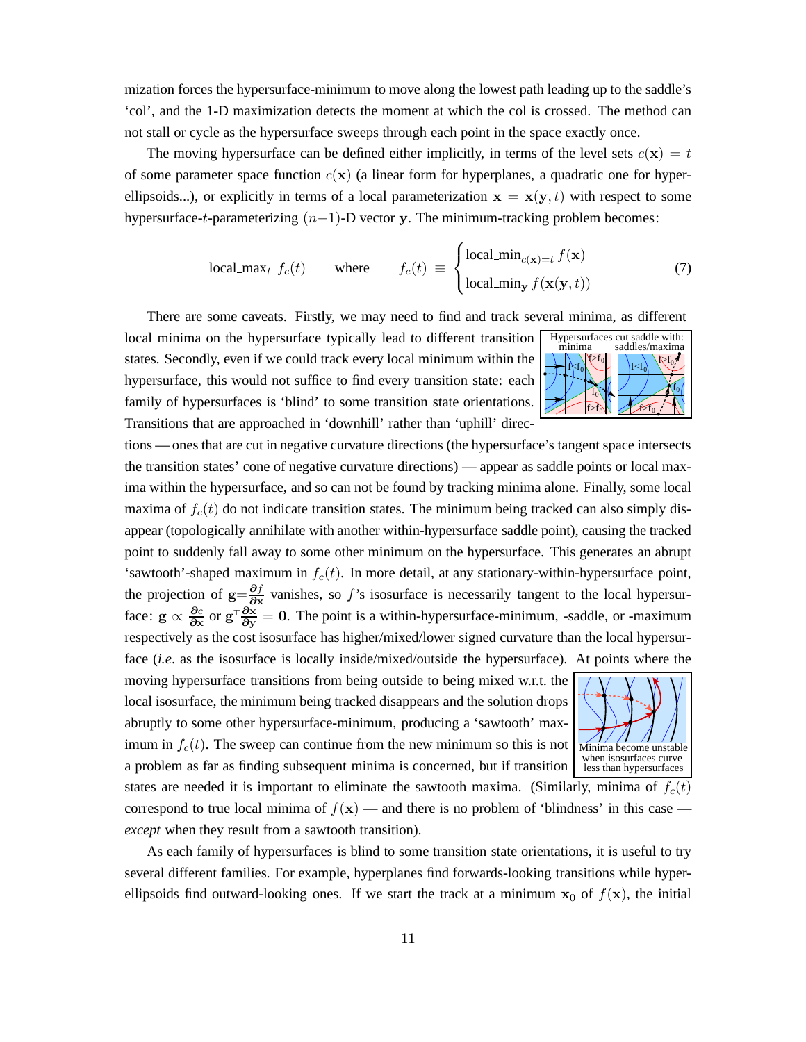mization forces the hypersurface-minimum to move along the lowest path leading up to the saddle's 'col', and the 1-D maximization detects the moment at which the col is crossed. The method can not stall or cycle as the hypersurface sweeps through each point in the space exactly once.

The moving hypersurface can be defined either implicitly, in terms of the level sets $c(\mathbf{x}) = t$ of some parameter space function $c(\mathbf{x})$ (a linear form for hyperplanes, a quadratic one for hyper-ellipsoids...), or explicitly in terms of a local parameterization $\mathbf{x} = \mathbf{x}(\mathbf{y}, t)$ with respect to some hypersurface-$t$-parameterizing $(n-1)$-D vector $\mathbf{y}$. The minimum-tracking problem becomes:

$$\text{local\_max}_t \; f_c(t) \qquad \text{where} \qquad f_c(t) \;\equiv\; \begin{cases} \text{local\_min}_{c(\mathbf{x})=t} \, f(\mathbf{x}) \\ \text{local\_min}_{\mathbf{y}} \, f(\mathbf{x}(\mathbf{y}, t)) \end{cases} \tag{7}$$

There are some caveats. Firstly, we may need to find and track several minima, as different local minima on the hypersurface typically lead to different transition states. Secondly, even if we could track every local minimum within the hypersurface, this would not suffice to find every transition state: each family of hypersurfaces is 'blind' to some transition state orientations. Transitions that are approached in 'downhill' rather than 'uphill' directions — ones that are cut in negative curvature directions (the hypersurface's tangent space intersects the transition states' cone of negative curvature directions) — appear as saddle points or local maxima within the hypersurface, and so can not be found by tracking minima alone. Finally, some local maxima of $f_c(t)$ do not indicate transition states. The minimum being tracked can also simply disappear (topologically annihilate with another within-hypersurface saddle point), causing the tracked point to suddenly fall away to some other minimum on the hypersurface. This generates an abrupt 'sawtooth'-shaped maximum in $f_c(t)$. In more detail, at any stationary-within-hypersurface point, the projection of $\mathbf{g}=\frac{\partial f}{\partial \mathbf{x}}$ vanishes, so $f$'s isosurface is necessarily tangent to the local hypersurface: $\mathbf{g} \propto \frac{\partial c}{\partial \mathbf{x}}$ or $\mathbf{g}^\top \frac{\partial \mathbf{x}}{\partial \mathbf{y}} = \mathbf{0}$. The point is a within-hypersurface-minimum, -saddle, or -maximum respectively as the cost isosurface has higher/mixed/lower signed curvature than the local hypersurface (*i.e*. as the isosurface is locally inside/mixed/outside the hypersurface). At points where the moving hypersurface transitions from being outside to being mixed w.r.t. the local isosurface, the minimum being tracked disappears and the solution drops abruptly to some other hypersurface-minimum, producing a 'sawtooth' maximum in $f_c(t)$. The sweep can continue from the new minimum so this is not a problem as far as finding subsequent minima is concerned, but if transition states are needed it is important to eliminate the sawtooth maxima. (Similarly, minima of $f_c(t)$ correspond to true local minima of $f(\mathbf{x})$ — and there is no problem of 'blindness' in this case — *except* when they result from a sawtooth transition).

Hypersurfaces cut saddle with: minima saddles/maxima

Minima become unstable when isosurfaces curve less than hypersurfaces

As each family of hypersurfaces is blind to some transition state orientations, it is useful to try several different families. For example, hyperplanes find forwards-looking transitions while hyper-ellipsoids find outward-looking ones. If we start the track at a minimum $\mathbf{x}_0$ of $f(\mathbf{x})$, the initial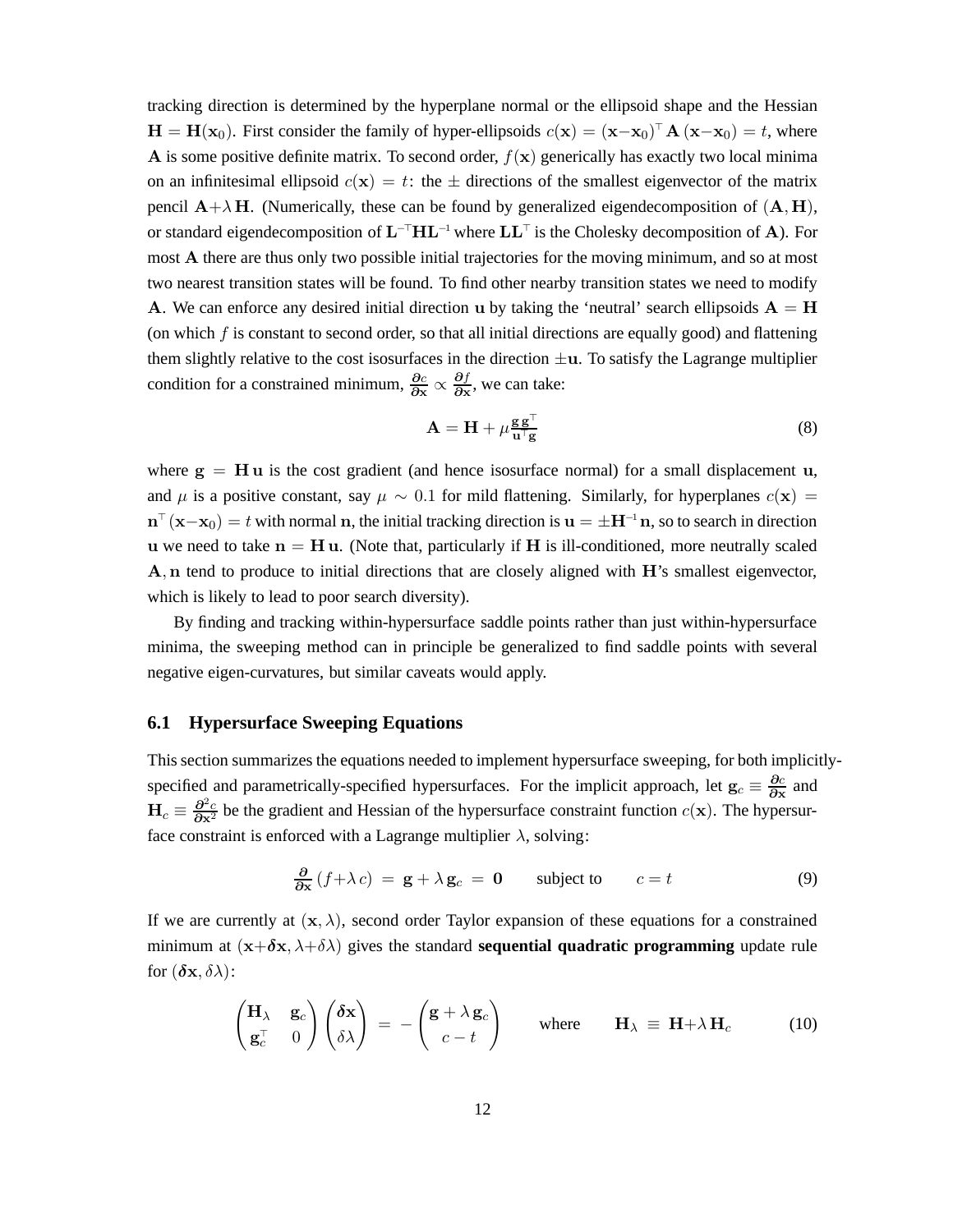tracking direction is determined by the hyperplane normal or the ellipsoid shape and the Hessian $\mathbf{H} = \mathbf{H}(\mathbf{x}_0)$. First consider the family of hyper-ellipsoids $c(\mathbf{x}) = (\mathbf{x}-\mathbf{x}_0)^\top \mathbf{A}\,(\mathbf{x}-\mathbf{x}_0) = t$, where $\mathbf{A}$ is some positive definite matrix. To second order, $f(\mathbf{x})$ generically has exactly two local minima on an infinitesimal ellipsoid $c(\mathbf{x}) = t$: the $\pm$ directions of the smallest eigenvector of the matrix pencil $\mathbf{A}+\lambda\,\mathbf{H}$. (Numerically, these can be found by generalized eigendecomposition of $(\mathbf{A}, \mathbf{H})$, or standard eigendecomposition of $\mathbf{L}^{-\top}\mathbf{H}\mathbf{L}^{-1}$ where $\mathbf{L}\mathbf{L}^\top$ is the Cholesky decomposition of $\mathbf{A}$). For most $\mathbf{A}$ there are thus only two possible initial trajectories for the moving minimum, and so at most two nearest transition states will be found. To find other nearby transition states we need to modify $\mathbf{A}$. We can enforce any desired initial direction $\mathbf{u}$ by taking the 'neutral' search ellipsoids $\mathbf{A} = \mathbf{H}$ (on which $f$ is constant to second order, so that all initial directions are equally good) and flattening them slightly relative to the cost isosurfaces in the direction $\pm\mathbf{u}$. To satisfy the Lagrange multiplier condition for a constrained minimum, $\frac{\partial c}{\partial \mathbf{x}} \propto \frac{\partial f}{\partial \mathbf{x}}$, we can take:

$$\mathbf{A} = \mathbf{H} + \mu \frac{\mathbf{g}\,\mathbf{g}^\top}{\mathbf{u}^\top \mathbf{g}} \tag{8}$$

where $\mathbf{g} = \mathbf{H}\,\mathbf{u}$ is the cost gradient (and hence isosurface normal) for a small displacement $\mathbf{u}$, and $\mu$ is a positive constant, say $\mu \sim 0.1$ for mild flattening. Similarly, for hyperplanes $c(\mathbf{x}) = \mathbf{n}^\top(\mathbf{x}-\mathbf{x}_0) = t$ with normal $\mathbf{n}$, the initial tracking direction is $\mathbf{u} = \pm\mathbf{H}^{-1}\,\mathbf{n}$, so to search in direction $\mathbf{u}$ we need to take $\mathbf{n} = \mathbf{H}\,\mathbf{u}$. (Note that, particularly if $\mathbf{H}$ is ill-conditioned, more neutrally scaled $\mathbf{A}, \mathbf{n}$ tend to produce to initial directions that are closely aligned with $\mathbf{H}$'s smallest eigenvector, which is likely to lead to poor search diversity).

By finding and tracking within-hypersurface saddle points rather than just within-hypersurface minima, the sweeping method can in principle be generalized to find saddle points with several negative eigen-curvatures, but similar caveats would apply.

## 6.1 Hypersurface Sweeping Equations

This section summarizes the equations needed to implement hypersurface sweeping, for both implicitly-specified and parametrically-specified hypersurfaces. For the implicit approach, let $\mathbf{g}_c \equiv \frac{\partial c}{\partial \mathbf{x}}$ and $\mathbf{H}_c \equiv \frac{\partial^2 c}{\partial \mathbf{x}^2}$ be the gradient and Hessian of the hypersurface constraint function $c(\mathbf{x})$. The hypersurface constraint is enforced with a Lagrange multiplier $\lambda$, solving:

$$\frac{\partial}{\partial \mathbf{x}}(f+\lambda\,c) \;=\; \mathbf{g} + \lambda\,\mathbf{g}_c \;=\; \mathbf{0} \qquad \text{subject to} \qquad c = t \tag{9}$$

If we are currently at $(\mathbf{x}, \lambda)$, second order Taylor expansion of these equations for a constrained minimum at $(\mathbf{x}+\boldsymbol{\delta}\mathbf{x}, \lambda+\delta\lambda)$ gives the standard **sequential quadratic programming** update rule for $(\boldsymbol{\delta}\mathbf{x}, \delta\lambda)$:

$$\begin{pmatrix} \mathbf{H}_\lambda & \mathbf{g}_c \\ \mathbf{g}_c^\top & 0 \end{pmatrix} \begin{pmatrix} \boldsymbol{\delta}\mathbf{x} \\ \delta\lambda \end{pmatrix} \;=\; -\begin{pmatrix} \mathbf{g} + \lambda\,\mathbf{g}_c \\ c - t \end{pmatrix} \qquad \text{where} \qquad \mathbf{H}_\lambda \;\equiv\; \mathbf{H}+\lambda\,\mathbf{H}_c \tag{10}$$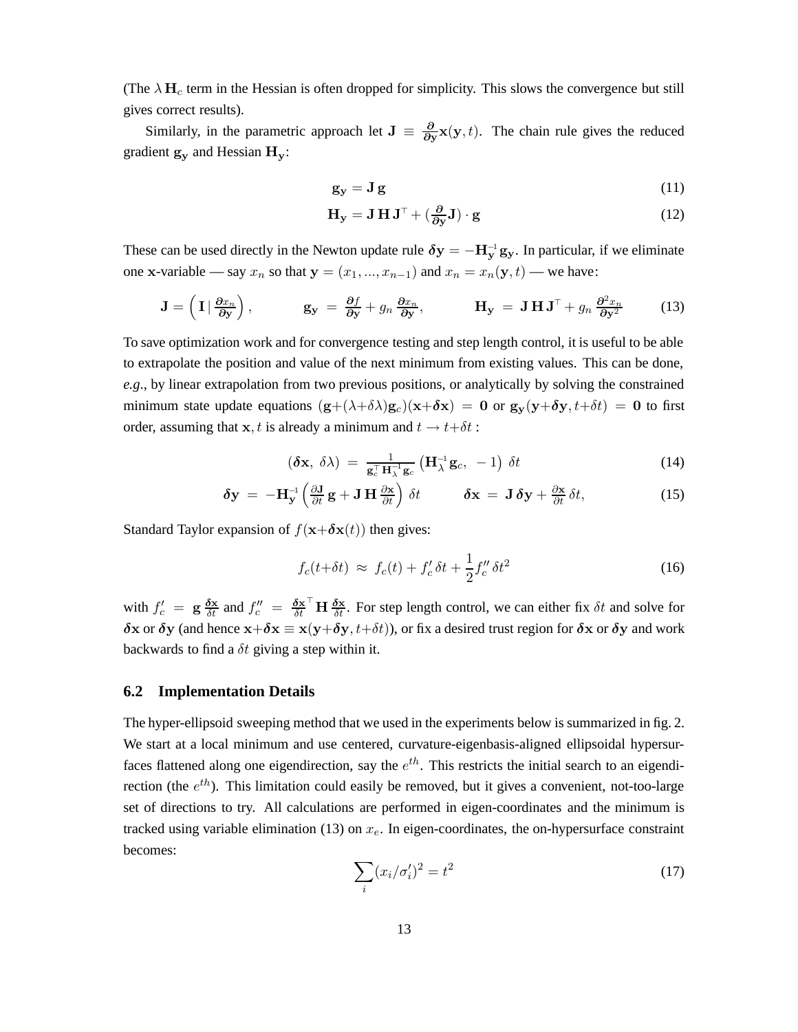(The $\lambda\,\mathbf{H}_c$ term in the Hessian is often dropped for simplicity. This slows the convergence but still gives correct results).

Similarly, in the parametric approach let $\mathbf{J} \equiv \frac{\partial}{\partial \mathbf{y}}\mathbf{x}(\mathbf{y},t)$. The chain rule gives the reduced gradient $\mathbf{g}_\mathbf{y}$ and Hessian $\mathbf{H}_\mathbf{y}$:

$$\mathbf{g}_\mathbf{y} = \mathbf{J}\,\mathbf{g} \tag{11}$$

$$\mathbf{H}_\mathbf{y} = \mathbf{J}\,\mathbf{H}\,\mathbf{J}^\top + (\tfrac{\partial}{\partial \mathbf{y}}\mathbf{J}) \cdot \mathbf{g} \tag{12}$$

These can be used directly in the Newton update rule $\boldsymbol{\delta}\mathbf{y} = -\mathbf{H}_\mathbf{y}^{-1}\,\mathbf{g}_\mathbf{y}$. In particular, if we eliminate one $\mathbf{x}$-variable — say $x_n$ so that $\mathbf{y} = (x_1, ..., x_{n-1})$ and $x_n = x_n(\mathbf{y}, t)$ — we have:

$$\mathbf{J} = \left(\,\mathbf{I}\,|\,\tfrac{\partial x_n}{\partial \mathbf{y}}\right), \qquad\qquad \mathbf{g}_\mathbf{y} \;=\; \tfrac{\partial f}{\partial \mathbf{y}} + g_n\,\tfrac{\partial x_n}{\partial \mathbf{y}}, \qquad\qquad \mathbf{H}_\mathbf{y} \;=\; \mathbf{J}\,\mathbf{H}\,\mathbf{J}^\top + g_n\,\tfrac{\partial^2 x_n}{\partial \mathbf{y}^2} \tag{13}$$

To save optimization work and for convergence testing and step length control, it is useful to be able to extrapolate the position and value of the next minimum from existing values. This can be done, *e.g.*, by linear extrapolation from two previous positions, or analytically by solving the constrained minimum state update equations $(\mathbf{g}{+}(\lambda{+}\delta\lambda)\mathbf{g}_c)(\mathbf{x}{+}\boldsymbol{\delta}\mathbf{x}) \;=\; \mathbf{0}$ or $\mathbf{g}_\mathbf{y}(\mathbf{y}{+}\boldsymbol{\delta}\mathbf{y}, t{+}\delta t) \;=\; \mathbf{0}$ to first order, assuming that $\mathbf{x}, t$ is already a minimum and $t \to t{+}\delta t$ :

$$(\boldsymbol{\delta}\mathbf{x},\ \delta\lambda) \;=\; \tfrac{1}{\mathbf{g}_c^\top\,\mathbf{H}_\lambda^{-1}\,\mathbf{g}_c}\left(\mathbf{H}_\lambda^{-1}\,\mathbf{g}_c,\ -1\right)\,\delta t \tag{14}$$

$$\boldsymbol{\delta}\mathbf{y} \;=\; -\mathbf{H}_\mathbf{y}^{-1}\left(\tfrac{\partial \mathbf{J}}{\partial t}\,\mathbf{g} + \mathbf{J}\,\mathbf{H}\,\tfrac{\partial \mathbf{x}}{\partial t}\right)\,\delta t \qquad\qquad \boldsymbol{\delta}\mathbf{x} \;=\; \mathbf{J}\,\boldsymbol{\delta}\mathbf{y} + \tfrac{\partial \mathbf{x}}{\partial t}\,\delta t, \tag{15}$$

Standard Taylor expansion of $f(\mathbf{x}{+}\boldsymbol{\delta}\mathbf{x}(t))$ then gives:

$$f_c(t{+}\delta t) \;\approx\; f_c(t) + f_c'\,\delta t + \frac{1}{2} f_c''\,\delta t^2 \tag{16}$$

with $f_c' \;=\; \mathbf{g}\,\frac{\boldsymbol{\delta}\mathbf{x}}{\delta t}$ and $f_c'' \;=\; \frac{\boldsymbol{\delta}\mathbf{x}}{\delta t}^\top\mathbf{H}\,\frac{\boldsymbol{\delta}\mathbf{x}}{\delta t}$. For step length control, we can either fix $\delta t$ and solve for $\boldsymbol{\delta}\mathbf{x}$ or $\boldsymbol{\delta}\mathbf{y}$ (and hence $\mathbf{x}{+}\boldsymbol{\delta}\mathbf{x} \equiv \mathbf{x}(\mathbf{y}{+}\boldsymbol{\delta}\mathbf{y}, t{+}\delta t)$), or fix a desired trust region for $\boldsymbol{\delta}\mathbf{x}$ or $\boldsymbol{\delta}\mathbf{y}$ and work backwards to find a $\delta t$ giving a step within it.

### 6.2 Implementation Details

The hyper-ellipsoid sweeping method that we used in the experiments below is summarized in fig. 2. We start at a local minimum and use centered, curvature-eigenbasis-aligned ellipsoidal hypersurfaces flattened along one eigendirection, say the $e^{th}$. This restricts the initial search to an eigendirection (the $e^{th}$). This limitation could easily be removed, but it gives a convenient, not-too-large set of directions to try. All calculations are performed in eigen-coordinates and the minimum is tracked using variable elimination (13) on $x_e$. In eigen-coordinates, the on-hypersurface constraint becomes:

$$\sum_i (x_i/\sigma_i')^2 = t^2 \tag{17}$$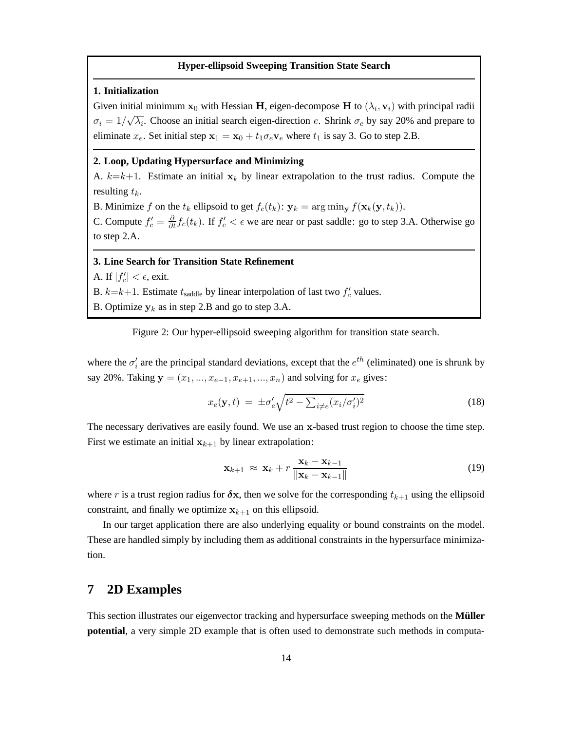**Hyper-ellipsoid Sweeping Transition State Search**

**1. Initialization**

Given initial minimum $\mathbf{x}_0$ with Hessian $\mathbf{H}$, eigen-decompose $\mathbf{H}$ to $(\lambda_i, \mathbf{v}_i)$ with principal radii $\sigma_i = 1/\sqrt{\lambda_i}$. Choose an initial search eigen-direction $e$. Shrink $\sigma_e$ by say 20% and prepare to eliminate $x_e$. Set initial step $\mathbf{x}_1 = \mathbf{x}_0 + t_1 \sigma_e \mathbf{v}_e$ where $t_1$ is say 3. Go to step 2.B.

**2. Loop, Updating Hypersurface and Minimizing**

A. $k{=}k{+}1$. Estimate an initial $\mathbf{x}_k$ by linear extrapolation to the trust radius. Compute the resulting $t_k$.

B. Minimize $f$ on the $t_k$ ellipsoid to get $f_c(t_k)$: $\mathbf{y}_k = \arg\min_{\mathbf{y}} f(\mathbf{x}_k(\mathbf{y}, t_k))$.

C. Compute $f'_c = \frac{\partial}{\partial t} f_c(t_k)$. If $f'_c < \epsilon$ we are near or past saddle: go to step 3.A. Otherwise go to step 2.A.

**3. Line Search for Transition State Refinement**

A. If $|f'_c| < \epsilon$, exit.

B. $k{=}k{+}1$. Estimate $t_{\text{saddle}}$ by linear interpolation of last two $f'_c$ values.

B. Optimize $\mathbf{y}_k$ as in step 2.B and go to step 3.A.

Figure 2: Our hyper-ellipsoid sweeping algorithm for transition state search.

where the $\sigma'_i$ are the principal standard deviations, except that the $e^{th}$ (eliminated) one is shrunk by say 20%. Taking $\mathbf{y} = (x_1, ..., x_{e-1}, x_{e+1}, ..., x_n)$ and solving for $x_e$ gives:

$$x_e(\mathbf{y}, t) \;=\; \pm\sigma'_e \sqrt{t^2 - \sum_{i \neq e} (x_i/\sigma'_i)^2} \tag{18}$$

The necessary derivatives are easily found. We use an $\mathbf{x}$-based trust region to choose the time step. First we estimate an initial $\mathbf{x}_{k+1}$ by linear extrapolation:

$$\mathbf{x}_{k+1} \;\approx\; \mathbf{x}_k + r\,\frac{\mathbf{x}_k - \mathbf{x}_{k-1}}{\|\mathbf{x}_k - \mathbf{x}_{k-1}\|} \tag{19}$$

where $r$ is a trust region radius for $\boldsymbol{\delta}\mathbf{x}$, then we solve for the corresponding $t_{k+1}$ using the ellipsoid constraint, and finally we optimize $\mathbf{x}_{k+1}$ on this ellipsoid.

In our target application there are also underlying equality or bound constraints on the model. These are handled simply by including them as additional constraints in the hypersurface minimization.

## 7 2D Examples

This section illustrates our eigenvector tracking and hypersurface sweeping methods on the **Müller potential**, a very simple 2D example that is often used to demonstrate such methods in computa-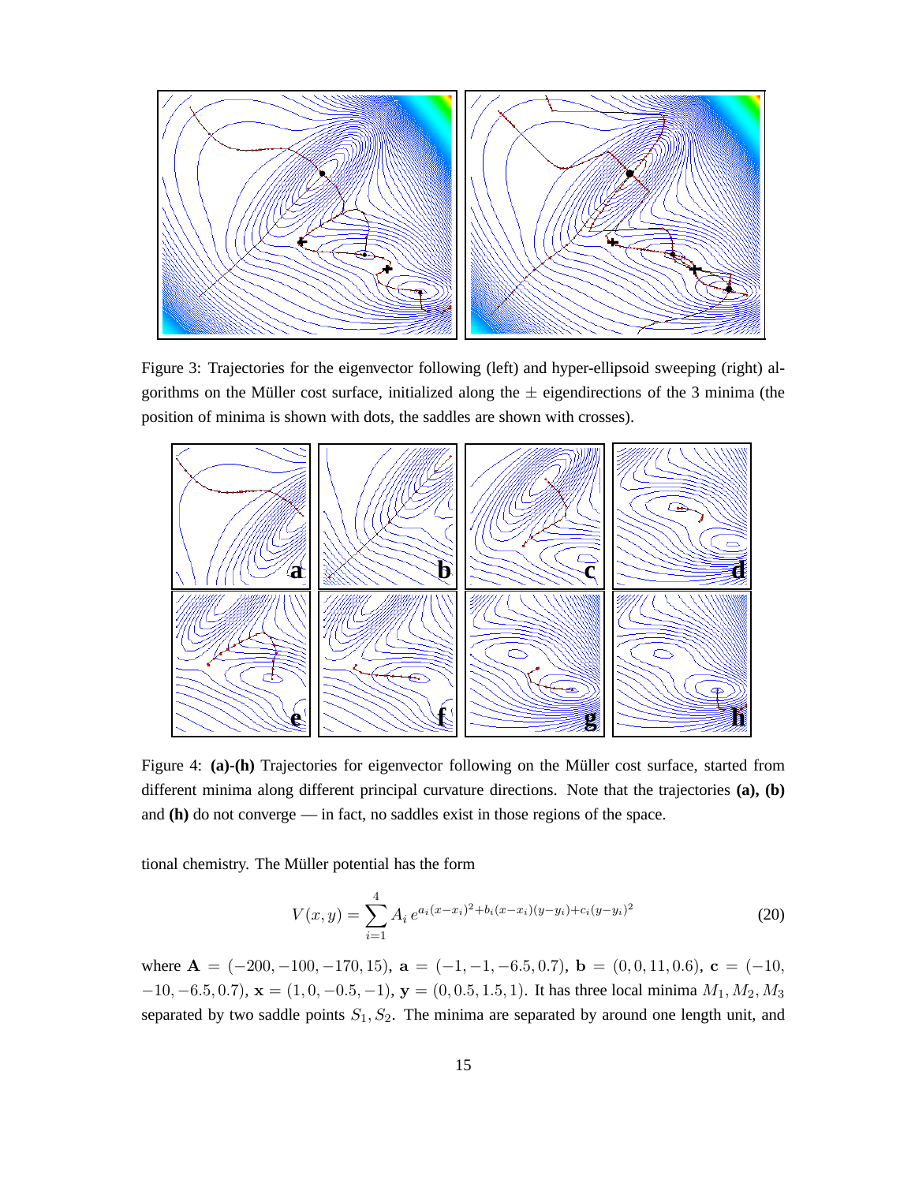Figure 3: Trajectories for the eigenvector following (left) and hyper-ellipsoid sweeping (right) algorithms on the Müller cost surface, initialized along the $\pm$ eigendirections of the 3 minima (the position of minima is shown with dots, the saddles are shown with crosses).

Figure 4: **(a)-(h)** Trajectories for eigenvector following on the Müller cost surface, started from different minima along different principal curvature directions. Note that the trajectories **(a), (b)** and **(h)** do not converge — in fact, no saddles exist in those regions of the space.

tional chemistry. The Müller potential has the form

$$V(x,y) = \sum_{i=1}^{4} A_i \, e^{a_i(x-x_i)^2 + b_i(x-x_i)(y-y_i) + c_i(y-y_i)^2} \tag{20}$$

where $\mathbf{A} = (-200, -100, -170, 15)$, $\mathbf{a} = (-1, -1, -6.5, 0.7)$, $\mathbf{b} = (0, 0, 11, 0.6)$, $\mathbf{c} = (-10, -10, -6.5, 0.7)$, $\mathbf{x} = (1, 0, -0.5, -1)$, $\mathbf{y} = (0, 0.5, 1.5, 1)$. It has three local minima $M_1, M_2, M_3$ separated by two saddle points $S_1, S_2$. The minima are separated by around one length unit, and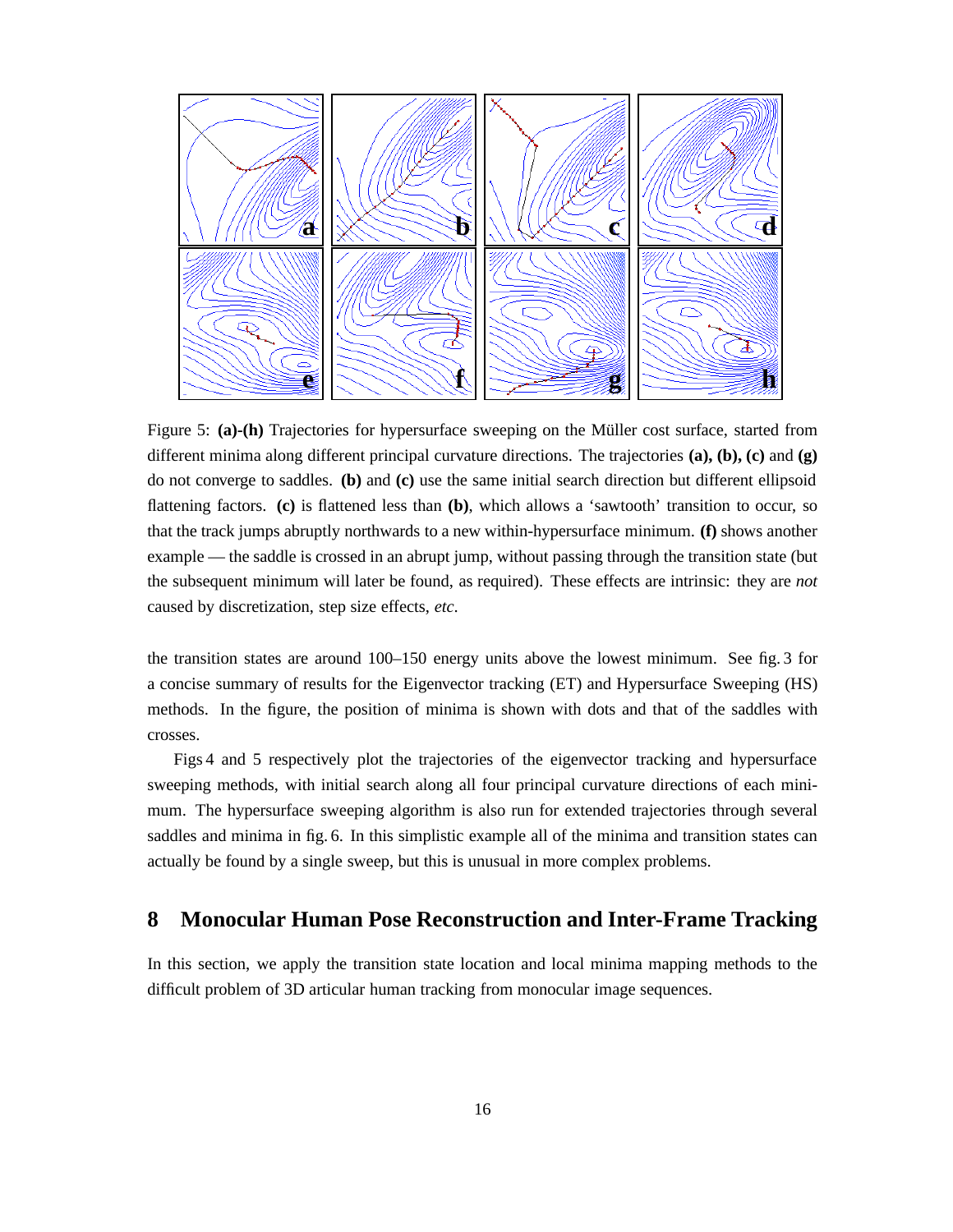Figure 5: **(a)-(h)** Trajectories for hypersurface sweeping on the Müller cost surface, started from different minima along different principal curvature directions. The trajectories **(a), (b), (c)** and **(g)** do not converge to saddles. **(b)** and **(c)** use the same initial search direction but different ellipsoid flattening factors. **(c)** is flattened less than **(b)**, which allows a 'sawtooth' transition to occur, so that the track jumps abruptly northwards to a new within-hypersurface minimum. **(f)** shows another example — the saddle is crossed in an abrupt jump, without passing through the transition state (but the subsequent minimum will later be found, as required). These effects are intrinsic: they are *not* caused by discretization, step size effects, *etc*.

the transition states are around 100–150 energy units above the lowest minimum. See fig. 3 for a concise summary of results for the Eigenvector tracking (ET) and Hypersurface Sweeping (HS) methods. In the figure, the position of minima is shown with dots and that of the saddles with crosses.

Figs 4 and 5 respectively plot the trajectories of the eigenvector tracking and hypersurface sweeping methods, with initial search along all four principal curvature directions of each minimum. The hypersurface sweeping algorithm is also run for extended trajectories through several saddles and minima in fig. 6. In this simplistic example all of the minima and transition states can actually be found by a single sweep, but this is unusual in more complex problems.

## 8 Monocular Human Pose Reconstruction and Inter-Frame Tracking

In this section, we apply the transition state location and local minima mapping methods to the difficult problem of 3D articular human tracking from monocular image sequences.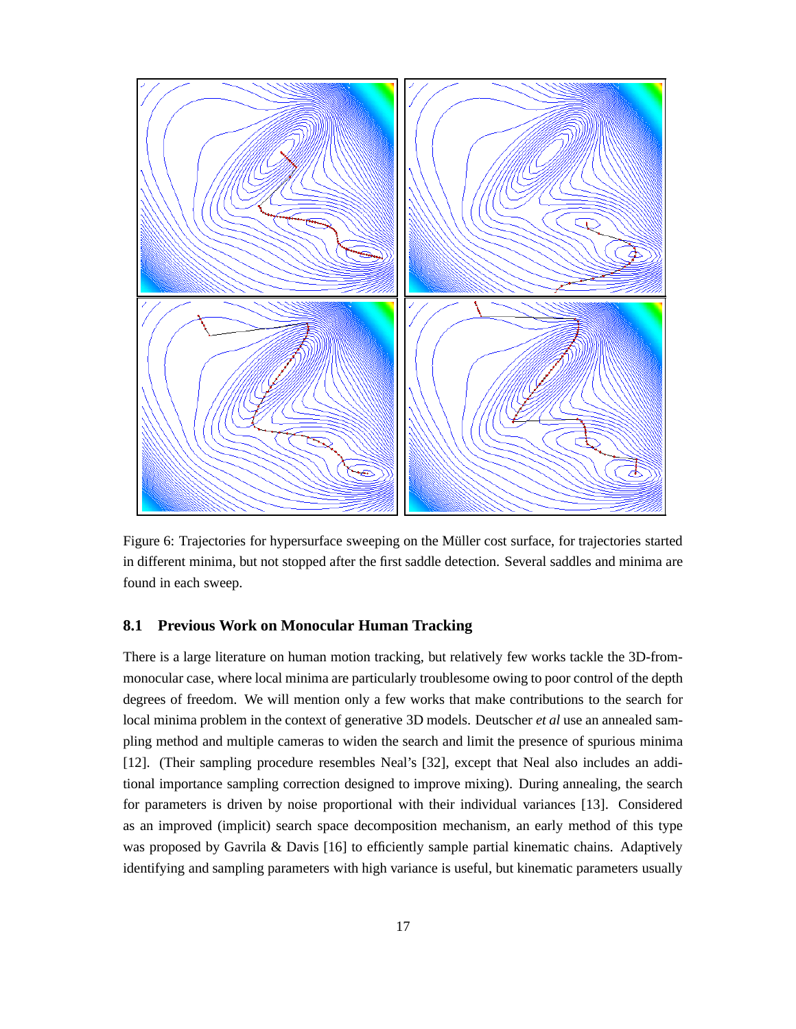Figure 6: Trajectories for hypersurface sweeping on the Müller cost surface, for trajectories started in different minima, but not stopped after the first saddle detection. Several saddles and minima are found in each sweep.

### 8.1 Previous Work on Monocular Human Tracking

There is a large literature on human motion tracking, but relatively few works tackle the 3D-from-monocular case, where local minima are particularly troublesome owing to poor control of the depth degrees of freedom. We will mention only a few works that make contributions to the search for local minima problem in the context of generative 3D models. Deutscher *et al* use an annealed sampling method and multiple cameras to widen the search and limit the presence of spurious minima [12]. (Their sampling procedure resembles Neal's [32], except that Neal also includes an additional importance sampling correction designed to improve mixing). During annealing, the search for parameters is driven by noise proportional with their individual variances [13]. Considered as an improved (implicit) search space decomposition mechanism, an early method of this type was proposed by Gavrila & Davis [16] to efficiently sample partial kinematic chains. Adaptively identifying and sampling parameters with high variance is useful, but kinematic parameters usually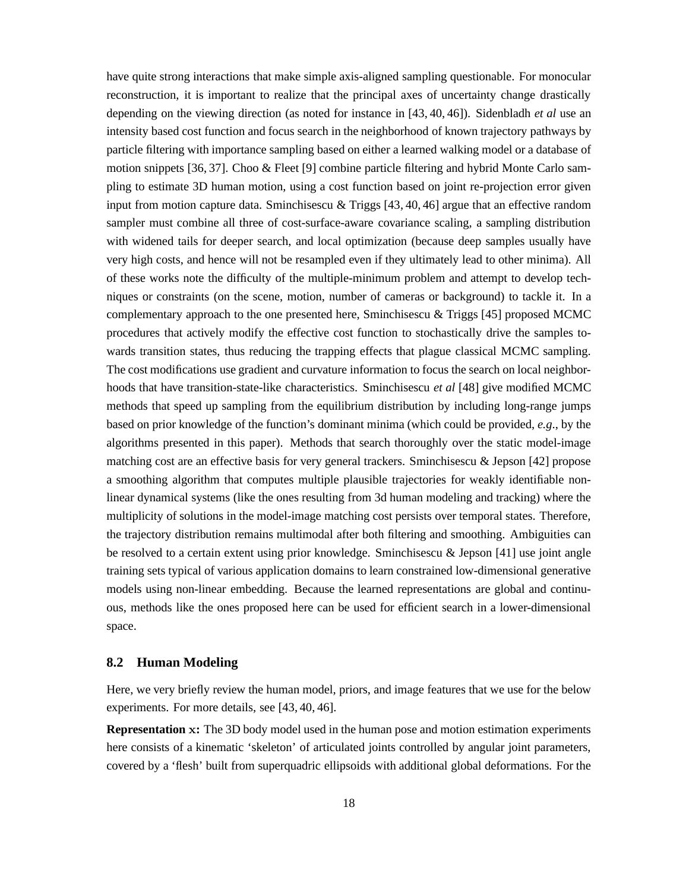have quite strong interactions that make simple axis-aligned sampling questionable. For monocular reconstruction, it is important to realize that the principal axes of uncertainty change drastically depending on the viewing direction (as noted for instance in [43, 40, 46]). Sidenbladh *et al* use an intensity based cost function and focus search in the neighborhood of known trajectory pathways by particle filtering with importance sampling based on either a learned walking model or a database of motion snippets [36, 37]. Choo & Fleet [9] combine particle filtering and hybrid Monte Carlo sampling to estimate 3D human motion, using a cost function based on joint re-projection error given input from motion capture data. Sminchisescu & Triggs [43, 40, 46] argue that an effective random sampler must combine all three of cost-surface-aware covariance scaling, a sampling distribution with widened tails for deeper search, and local optimization (because deep samples usually have very high costs, and hence will not be resampled even if they ultimately lead to other minima). All of these works note the difficulty of the multiple-minimum problem and attempt to develop techniques or constraints (on the scene, motion, number of cameras or background) to tackle it. In a complementary approach to the one presented here, Sminchisescu & Triggs [45] proposed MCMC procedures that actively modify the effective cost function to stochastically drive the samples towards transition states, thus reducing the trapping effects that plague classical MCMC sampling. The cost modifications use gradient and curvature information to focus the search on local neighborhoods that have transition-state-like characteristics. Sminchisescu *et al* [48] give modified MCMC methods that speed up sampling from the equilibrium distribution by including long-range jumps based on prior knowledge of the function's dominant minima (which could be provided, *e.g.*, by the algorithms presented in this paper). Methods that search thoroughly over the static model-image matching cost are an effective basis for very general trackers. Sminchisescu & Jepson [42] propose a smoothing algorithm that computes multiple plausible trajectories for weakly identifiable nonlinear dynamical systems (like the ones resulting from 3d human modeling and tracking) where the multiplicity of solutions in the model-image matching cost persists over temporal states. Therefore, the trajectory distribution remains multimodal after both filtering and smoothing. Ambiguities can be resolved to a certain extent using prior knowledge. Sminchisescu & Jepson [41] use joint angle training sets typical of various application domains to learn constrained low-dimensional generative models using non-linear embedding. Because the learned representations are global and continuous, methods like the ones proposed here can be used for efficient search in a lower-dimensional space.

### 8.2 Human Modeling

Here, we very briefly review the human model, priors, and image features that we use for the below experiments. For more details, see [43, 40, 46].

**Representation $\mathbf{x}$:** The 3D body model used in the human pose and motion estimation experiments here consists of a kinematic 'skeleton' of articulated joints controlled by angular joint parameters, covered by a 'flesh' built from superquadric ellipsoids with additional global deformations. For the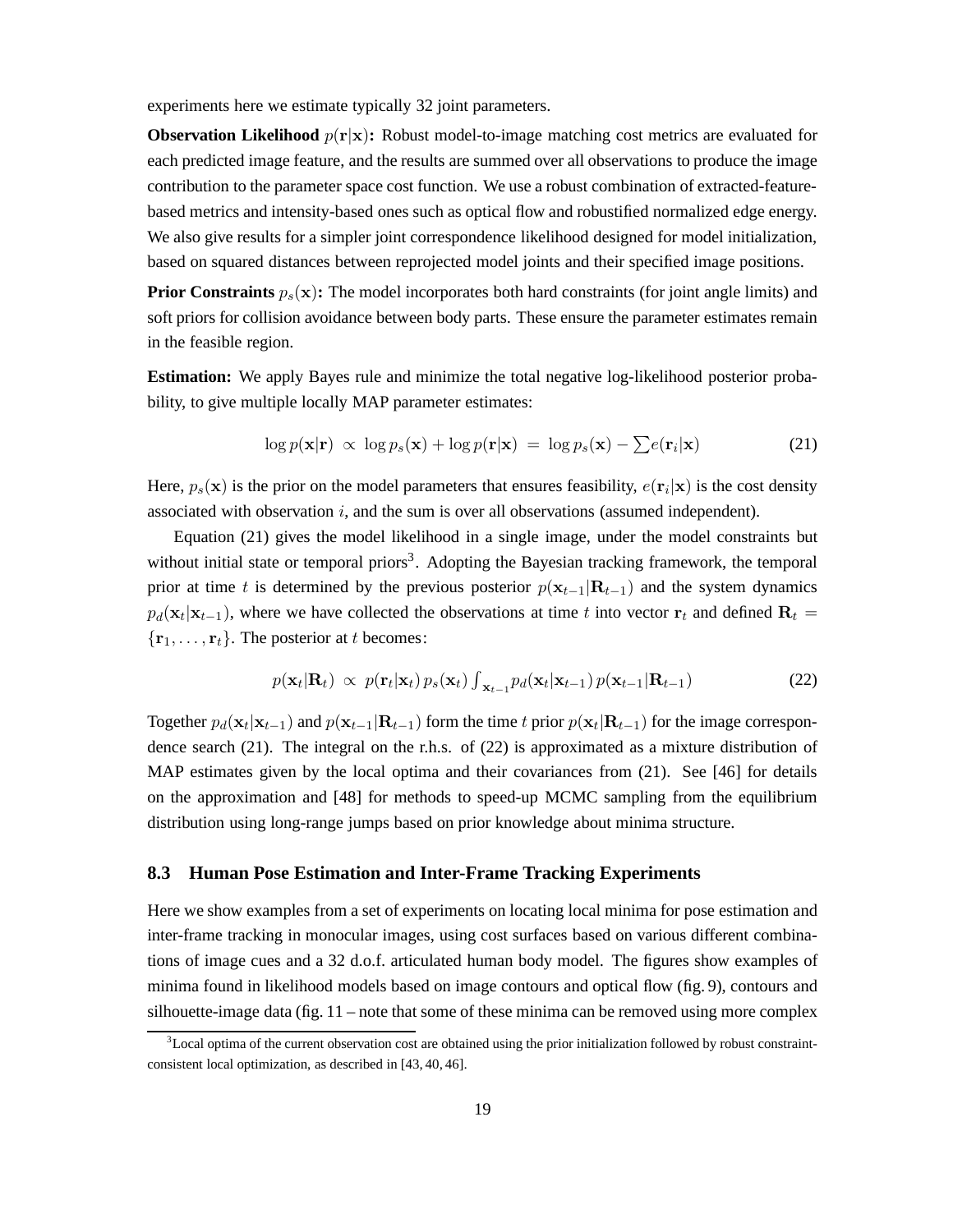experiments here we estimate typically 32 joint parameters.

**Observation Likelihood $p(\mathbf{r}|\mathbf{x})$:** Robust model-to-image matching cost metrics are evaluated for each predicted image feature, and the results are summed over all observations to produce the image contribution to the parameter space cost function. We use a robust combination of extracted-feature-based metrics and intensity-based ones such as optical flow and robustified normalized edge energy. We also give results for a simpler joint correspondence likelihood designed for model initialization, based on squared distances between reprojected model joints and their specified image positions.

**Prior Constraints $p_s(\mathbf{x})$:** The model incorporates both hard constraints (for joint angle limits) and soft priors for collision avoidance between body parts. These ensure the parameter estimates remain in the feasible region.

**Estimation:** We apply Bayes rule and minimize the total negative log-likelihood posterior probability, to give multiple locally MAP parameter estimates:

$$\log p(\mathbf{x}|\mathbf{r}) \;\propto\; \log p_s(\mathbf{x}) + \log p(\mathbf{r}|\mathbf{x}) \;=\; \log p_s(\mathbf{x}) - \textstyle\sum e(\mathbf{r}_i|\mathbf{x}) \tag{21}$$

Here, $p_s(\mathbf{x})$ is the prior on the model parameters that ensures feasibility, $e(\mathbf{r}_i|\mathbf{x})$ is the cost density associated with observation $i$, and the sum is over all observations (assumed independent).

Equation (21) gives the model likelihood in a single image, under the model constraints but without initial state or temporal priors[3]. Adopting the Bayesian tracking framework, the temporal prior at time $t$ is determined by the previous posterior $p(\mathbf{x}_{t-1}|\mathbf{R}_{t-1})$ and the system dynamics $p_d(\mathbf{x}_t|\mathbf{x}_{t-1})$, where we have collected the observations at time $t$ into vector $\mathbf{r}_t$ and defined $\mathbf{R}_t = \{\mathbf{r}_1, \ldots, \mathbf{r}_t\}$. The posterior at $t$ becomes:

$$p(\mathbf{x}_t|\mathbf{R}_t) \;\propto\; p(\mathbf{r}_t|\mathbf{x}_t)\, p_s(\mathbf{x}_t) \int_{\mathbf{x}_{t-1}} p_d(\mathbf{x}_t|\mathbf{x}_{t-1})\, p(\mathbf{x}_{t-1}|\mathbf{R}_{t-1}) \tag{22}$$

Together $p_d(\mathbf{x}_t|\mathbf{x}_{t-1})$ and $p(\mathbf{x}_{t-1}|\mathbf{R}_{t-1})$ form the time $t$ prior $p(\mathbf{x}_t|\mathbf{R}_{t-1})$ for the image correspondence search (21). The integral on the r.h.s. of (22) is approximated as a mixture distribution of MAP estimates given by the local optima and their covariances from (21). See [46] for details on the approximation and [48] for methods to speed-up MCMC sampling from the equilibrium distribution using long-range jumps based on prior knowledge about minima structure.

### 8.3 Human Pose Estimation and Inter-Frame Tracking Experiments

Here we show examples from a set of experiments on locating local minima for pose estimation and inter-frame tracking in monocular images, using cost surfaces based on various different combinations of image cues and a 32 d.o.f. articulated human body model. The figures show examples of minima found in likelihood models based on image contours and optical flow (fig. 9), contours and silhouette-image data (fig. 11 – note that some of these minima can be removed using more complex

[3] Local optima of the current observation cost are obtained using the prior initialization followed by robust constraint-consistent local optimization, as described in [43, 40, 46].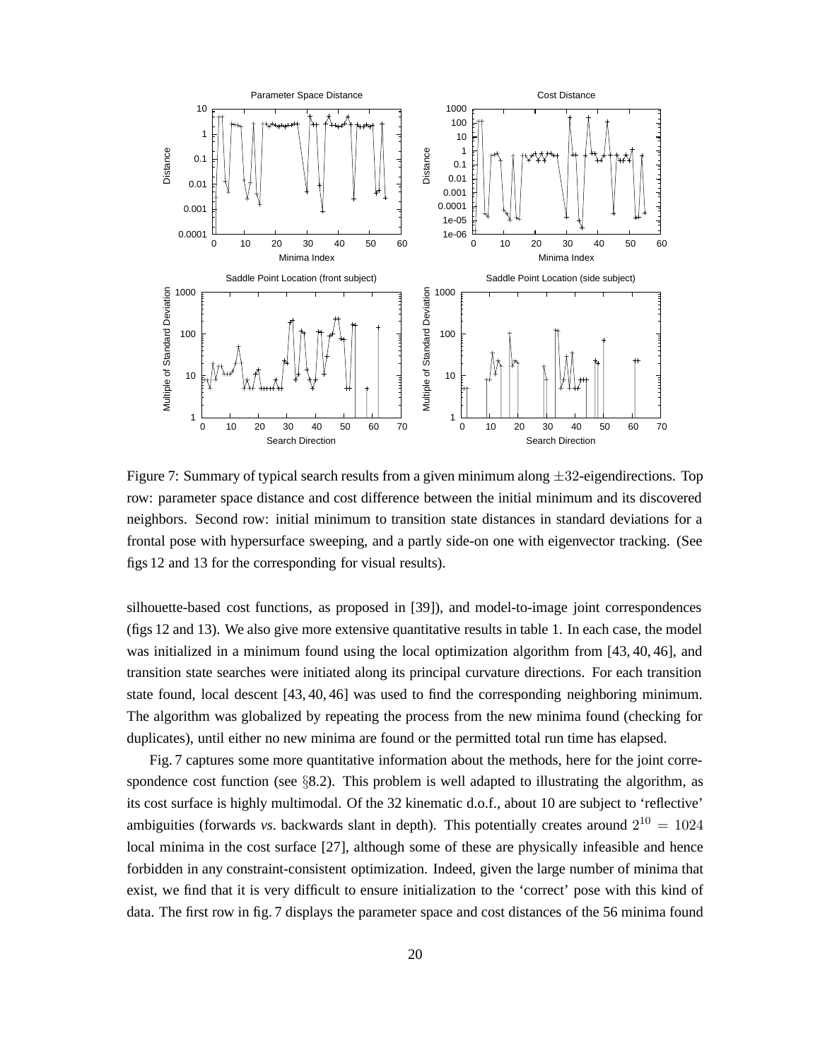Figure 7: Summary of typical search results from a given minimum along $\pm 32$-eigendirections. Top row: parameter space distance and cost difference between the initial minimum and its discovered neighbors. Second row: initial minimum to transition state distances in standard deviations for a frontal pose with hypersurface sweeping, and a partly side-on one with eigenvector tracking. (See figs 12 and 13 for the corresponding for visual results).

silhouette-based cost functions, as proposed in [39]), and model-to-image joint correspondences (figs 12 and 13). We also give more extensive quantitative results in table 1. In each case, the model was initialized in a minimum found using the local optimization algorithm from [43, 40, 46], and transition state searches were initiated along its principal curvature directions. For each transition state found, local descent [43, 40, 46] was used to find the corresponding neighboring minimum. The algorithm was globalized by repeating the process from the new minima found (checking for duplicates), until either no new minima are found or the permitted total run time has elapsed.

Fig. 7 captures some more quantitative information about the methods, here for the joint correspondence cost function (see §8.2). This problem is well adapted to illustrating the algorithm, as its cost surface is highly multimodal. Of the 32 kinematic d.o.f., about 10 are subject to 'reflective' ambiguities (forwards *vs*. backwards slant in depth). This potentially creates around $2^{10} = 1024$ local minima in the cost surface [27], although some of these are physically infeasible and hence forbidden in any constraint-consistent optimization. Indeed, given the large number of minima that exist, we find that it is very difficult to ensure initialization to the 'correct' pose with this kind of data. The first row in fig. 7 displays the parameter space and cost distances of the 56 minima found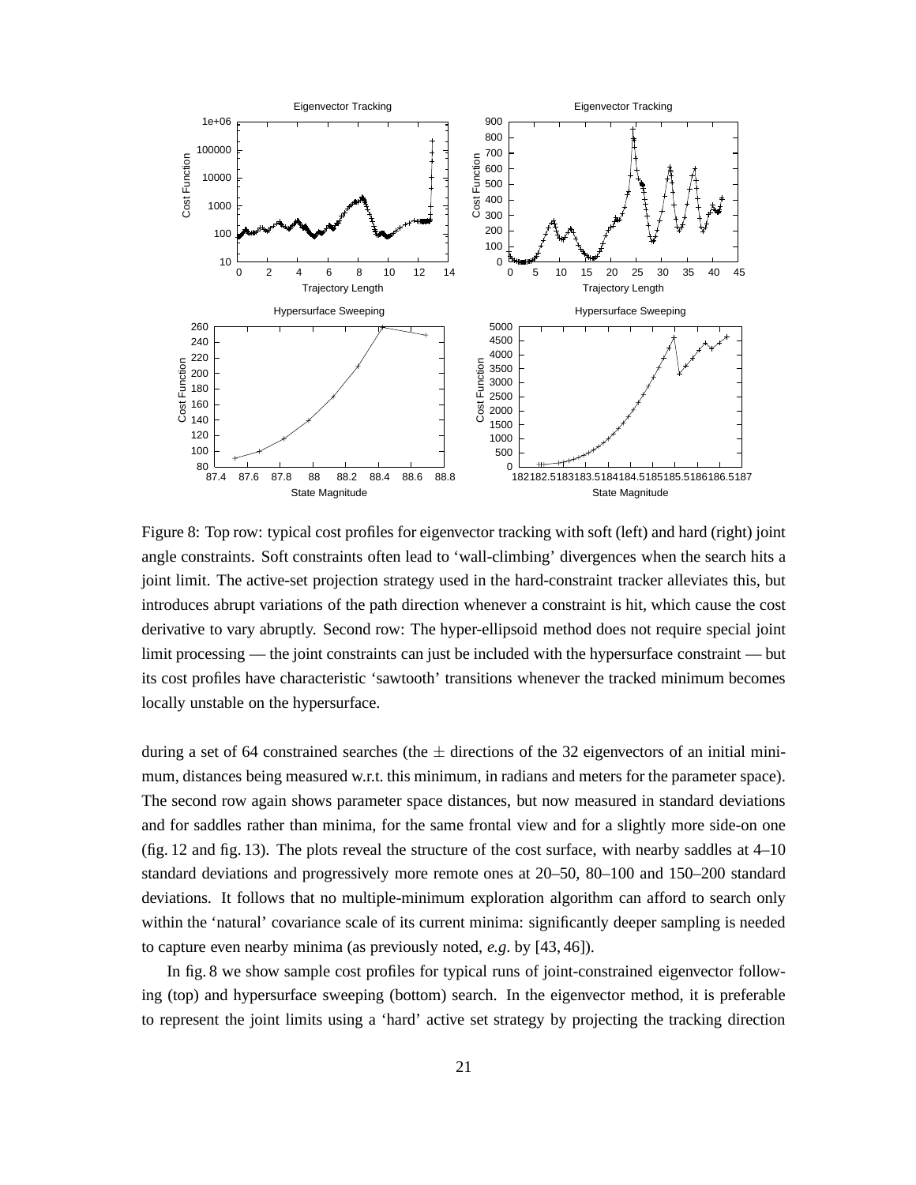Figure 8: Top row: typical cost profiles for eigenvector tracking with soft (left) and hard (right) joint angle constraints. Soft constraints often lead to 'wall-climbing' divergences when the search hits a joint limit. The active-set projection strategy used in the hard-constraint tracker alleviates this, but introduces abrupt variations of the path direction whenever a constraint is hit, which cause the cost derivative to vary abruptly. Second row: The hyper-ellipsoid method does not require special joint limit processing — the joint constraints can just be included with the hypersurface constraint — but its cost profiles have characteristic 'sawtooth' transitions whenever the tracked minimum becomes locally unstable on the hypersurface.

during a set of 64 constrained searches (the $\pm$ directions of the 32 eigenvectors of an initial minimum, distances being measured w.r.t. this minimum, in radians and meters for the parameter space). The second row again shows parameter space distances, but now measured in standard deviations and for saddles rather than minima, for the same frontal view and for a slightly more side-on one (fig. 12 and fig. 13). The plots reveal the structure of the cost surface, with nearby saddles at 4–10 standard deviations and progressively more remote ones at 20–50, 80–100 and 150–200 standard deviations. It follows that no multiple-minimum exploration algorithm can afford to search only within the 'natural' covariance scale of its current minima: significantly deeper sampling is needed to capture even nearby minima (as previously noted, *e.g.* by [43, 46]).

In fig. 8 we show sample cost profiles for typical runs of joint-constrained eigenvector following (top) and hypersurface sweeping (bottom) search. In the eigenvector method, it is preferable to represent the joint limits using a 'hard' active set strategy by projecting the tracking direction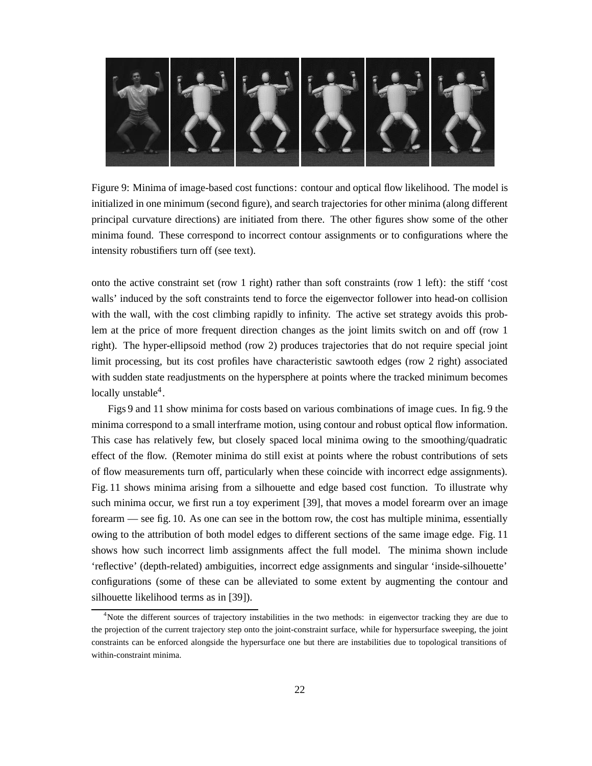Figure 9: Minima of image-based cost functions: contour and optical flow likelihood. The model is initialized in one minimum (second figure), and search trajectories for other minima (along different principal curvature directions) are initiated from there. The other figures show some of the other minima found. These correspond to incorrect contour assignments or to configurations where the intensity robustifiers turn off (see text).

onto the active constraint set (row 1 right) rather than soft constraints (row 1 left): the stiff 'cost walls' induced by the soft constraints tend to force the eigenvector follower into head-on collision with the wall, with the cost climbing rapidly to infinity. The active set strategy avoids this problem at the price of more frequent direction changes as the joint limits switch on and off (row 1 right). The hyper-ellipsoid method (row 2) produces trajectories that do not require special joint limit processing, but its cost profiles have characteristic sawtooth edges (row 2 right) associated with sudden state readjustments on the hypersphere at points where the tracked minimum becomes locally unstable[4].

Figs 9 and 11 show minima for costs based on various combinations of image cues. In fig. 9 the minima correspond to a small interframe motion, using contour and robust optical flow information. This case has relatively few, but closely spaced local minima owing to the smoothing/quadratic effect of the flow. (Remoter minima do still exist at points where the robust contributions of sets of flow measurements turn off, particularly when these coincide with incorrect edge assignments). Fig. 11 shows minima arising from a silhouette and edge based cost function. To illustrate why such minima occur, we first run a toy experiment [39], that moves a model forearm over an image forearm — see fig. 10. As one can see in the bottom row, the cost has multiple minima, essentially owing to the attribution of both model edges to different sections of the same image edge. Fig. 11 shows how such incorrect limb assignments affect the full model. The minima shown include 'reflective' (depth-related) ambiguities, incorrect edge assignments and singular 'inside-silhouette' configurations (some of these can be alleviated to some extent by augmenting the contour and silhouette likelihood terms as in [39]).

[4] Note the different sources of trajectory instabilities in the two methods: in eigenvector tracking they are due to the projection of the current trajectory step onto the joint-constraint surface, while for hypersurface sweeping, the joint constraints can be enforced alongside the hypersurface one but there are instabilities due to topological transitions of within-constraint minima.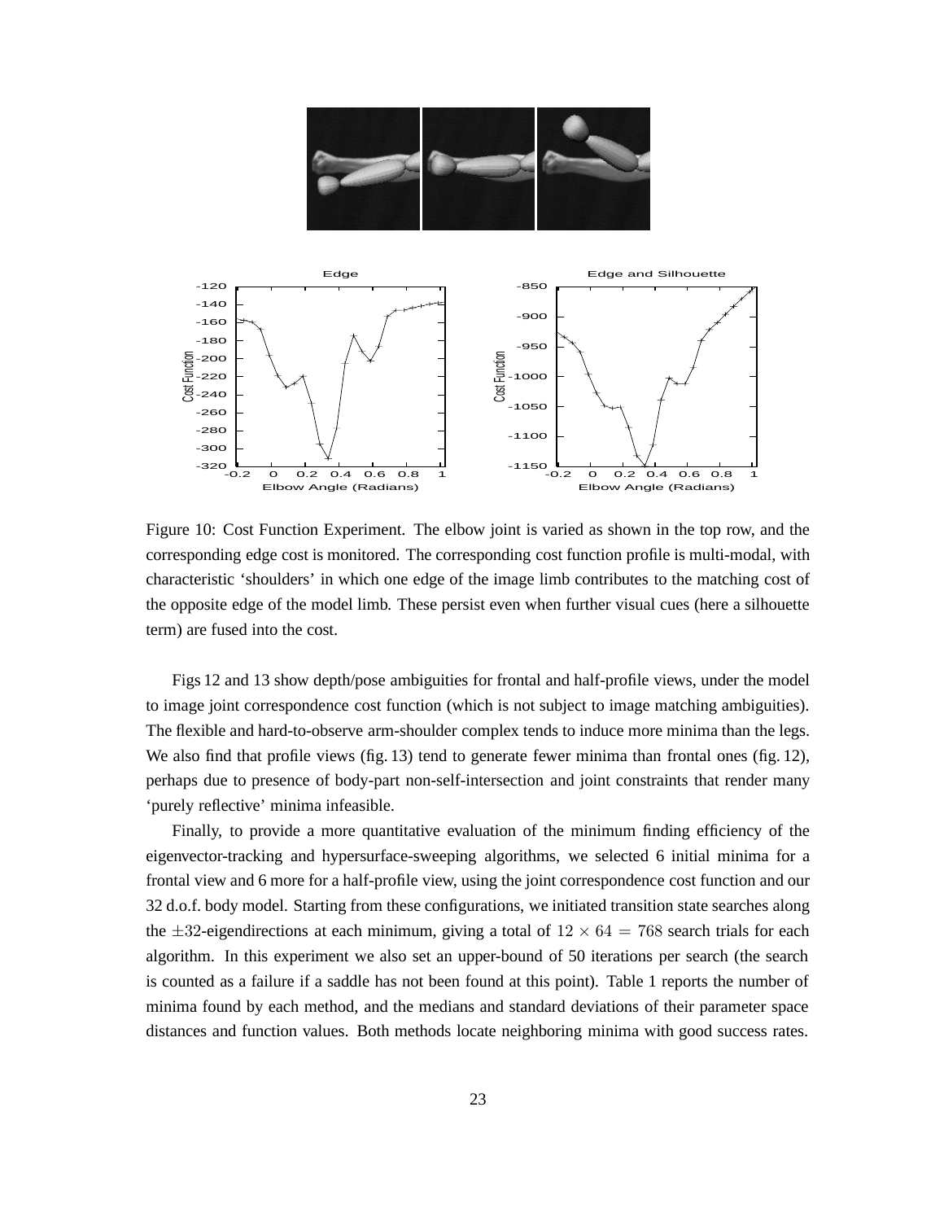Figure 10: Cost Function Experiment. The elbow joint is varied as shown in the top row, and the corresponding edge cost is monitored. The corresponding cost function profile is multi-modal, with characteristic 'shoulders' in which one edge of the image limb contributes to the matching cost of the opposite edge of the model limb. These persist even when further visual cues (here a silhouette term) are fused into the cost.

Figs 12 and 13 show depth/pose ambiguities for frontal and half-profile views, under the model to image joint correspondence cost function (which is not subject to image matching ambiguities). The flexible and hard-to-observe arm-shoulder complex tends to induce more minima than the legs. We also find that profile views (fig. 13) tend to generate fewer minima than frontal ones (fig. 12), perhaps due to presence of body-part non-self-intersection and joint constraints that render many 'purely reflective' minima infeasible.

Finally, to provide a more quantitative evaluation of the minimum finding efficiency of the eigenvector-tracking and hypersurface-sweeping algorithms, we selected 6 initial minima for a frontal view and 6 more for a half-profile view, using the joint correspondence cost function and our 32 d.o.f. body model. Starting from these configurations, we initiated transition state searches along the $\pm 32$-eigendirections at each minimum, giving a total of $12 \times 64 = 768$ search trials for each algorithm. In this experiment we also set an upper-bound of 50 iterations per search (the search is counted as a failure if a saddle has not been found at this point). Table 1 reports the number of minima found by each method, and the medians and standard deviations of their parameter space distances and function values. Both methods locate neighboring minima with good success rates.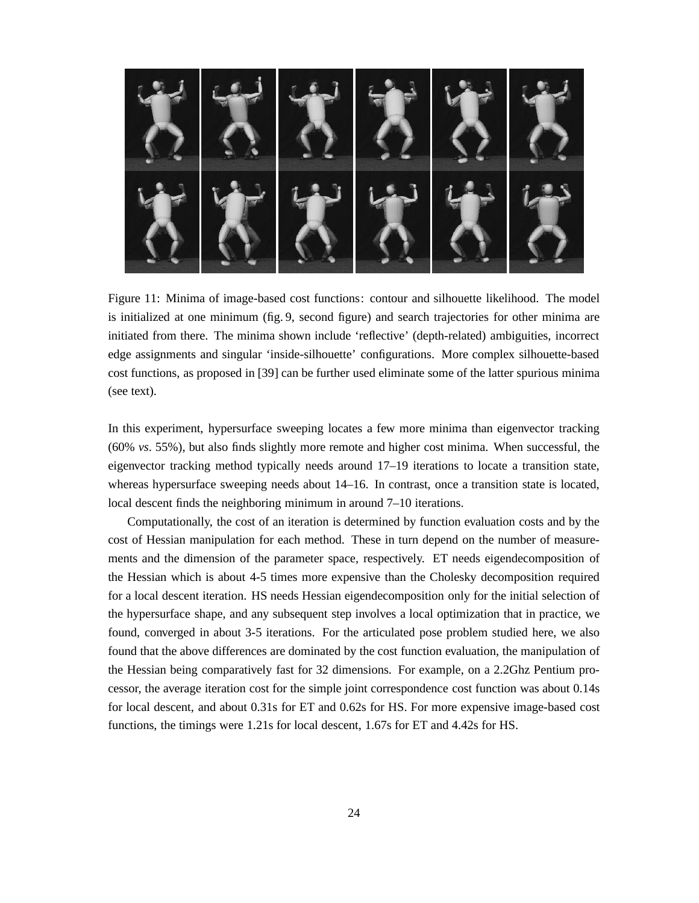Figure 11: Minima of image-based cost functions: contour and silhouette likelihood. The model is initialized at one minimum (fig. 9, second figure) and search trajectories for other minima are initiated from there. The minima shown include 'reflective' (depth-related) ambiguities, incorrect edge assignments and singular 'inside-silhouette' configurations. More complex silhouette-based cost functions, as proposed in [39] can be further used eliminate some of the latter spurious minima (see text).

In this experiment, hypersurface sweeping locates a few more minima than eigenvector tracking (60% *vs*. 55%), but also finds slightly more remote and higher cost minima. When successful, the eigenvector tracking method typically needs around 17–19 iterations to locate a transition state, whereas hypersurface sweeping needs about 14–16. In contrast, once a transition state is located, local descent finds the neighboring minimum in around 7–10 iterations.

Computationally, the cost of an iteration is determined by function evaluation costs and by the cost of Hessian manipulation for each method. These in turn depend on the number of measurements and the dimension of the parameter space, respectively. ET needs eigendecomposition of the Hessian which is about 4-5 times more expensive than the Cholesky decomposition required for a local descent iteration. HS needs Hessian eigendecomposition only for the initial selection of the hypersurface shape, and any subsequent step involves a local optimization that in practice, we found, converged in about 3-5 iterations. For the articulated pose problem studied here, we also found that the above differences are dominated by the cost function evaluation, the manipulation of the Hessian being comparatively fast for 32 dimensions. For example, on a 2.2Ghz Pentium processor, the average iteration cost for the simple joint correspondence cost function was about 0.14s for local descent, and about 0.31s for ET and 0.62s for HS. For more expensive image-based cost functions, the timings were 1.21s for local descent, 1.67s for ET and 4.42s for HS.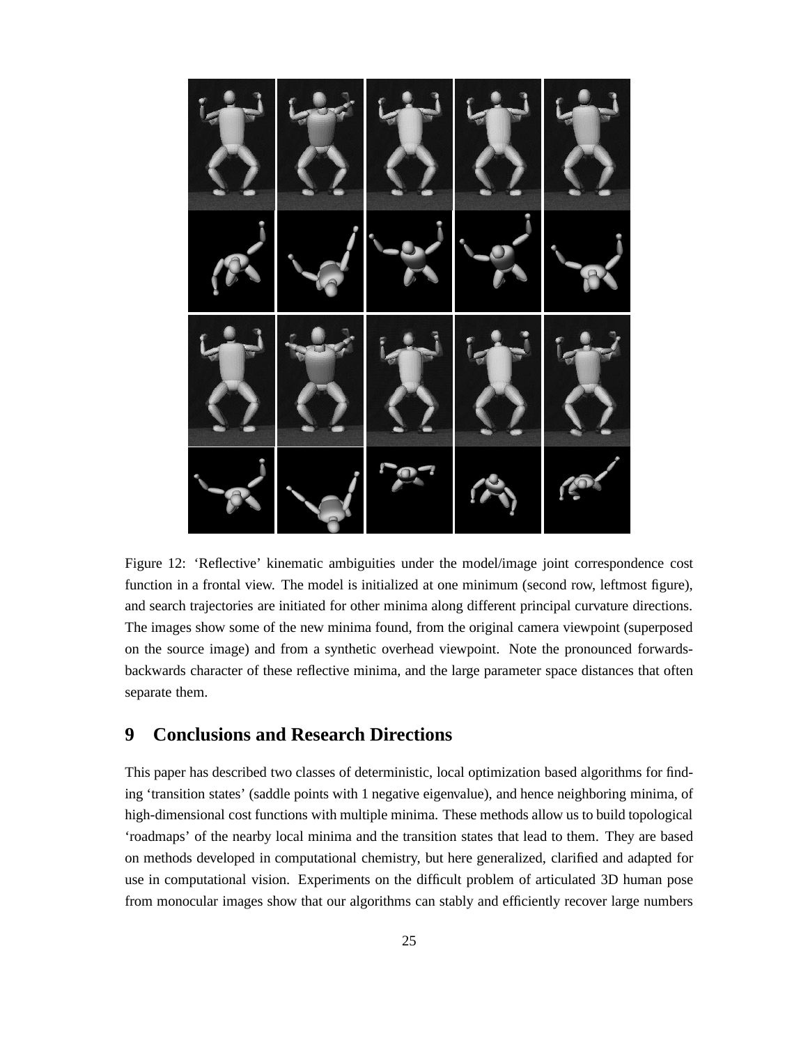Figure 12: ‘Reflective’ kinematic ambiguities under the model/image joint correspondence cost function in a frontal view. The model is initialized at one minimum (second row, leftmost figure), and search trajectories are initiated for other minima along different principal curvature directions. The images show some of the new minima found, from the original camera viewpoint (superposed on the source image) and from a synthetic overhead viewpoint. Note the pronounced forwards-backwards character of these reflective minima, and the large parameter space distances that often separate them.

## 9 Conclusions and Research Directions

This paper has described two classes of deterministic, local optimization based algorithms for finding ‘transition states’ (saddle points with 1 negative eigenvalue), and hence neighboring minima, of high-dimensional cost functions with multiple minima. These methods allow us to build topological ‘roadmaps’ of the nearby local minima and the transition states that lead to them. They are based on methods developed in computational chemistry, but here generalized, clarified and adapted for use in computational vision. Experiments on the difficult problem of articulated 3D human pose from monocular images show that our algorithms can stably and efficiently recover large numbers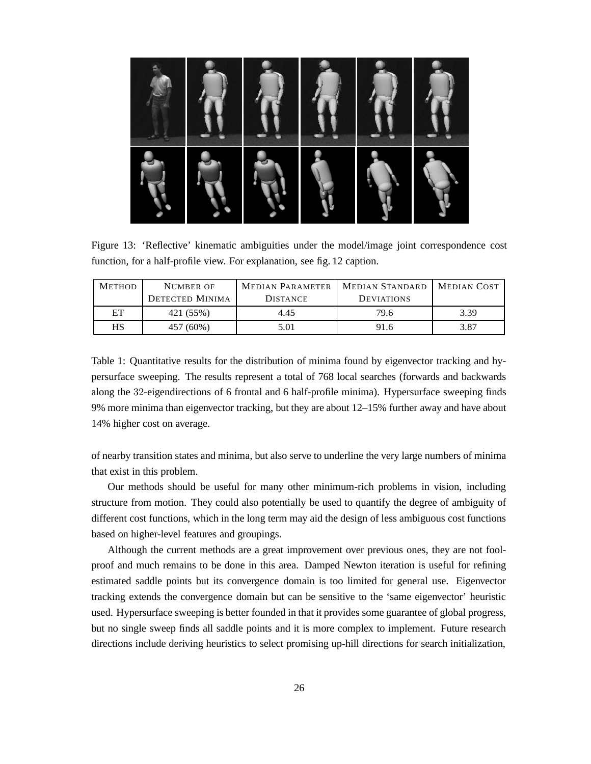Figure 13: 'Reflective' kinematic ambiguities under the model/image joint correspondence cost function, for a half-profile view. For explanation, see fig. 12 caption.

| METHOD | NUMBER OF DETECTED MINIMA | MEDIAN PARAMETER DISTANCE | MEDIAN STANDARD DEVIATIONS | MEDIAN COST |
|---|---|---|---|---|
| ET | 421 (55%) | 4.45 | 79.6 | 3.39 |
| HS | 457 (60%) | 5.01 | 91.6 | 3.87 |

Table 1: Quantitative results for the distribution of minima found by eigenvector tracking and hypersurface sweeping. The results represent a total of 768 local searches (forwards and backwards along the 32-eigendirections of 6 frontal and 6 half-profile minima). Hypersurface sweeping finds 9% more minima than eigenvector tracking, but they are about 12–15% further away and have about 14% higher cost on average.

of nearby transition states and minima, but also serve to underline the very large numbers of minima that exist in this problem.

Our methods should be useful for many other minimum-rich problems in vision, including structure from motion. They could also potentially be used to quantify the degree of ambiguity of different cost functions, which in the long term may aid the design of less ambiguous cost functions based on higher-level features and groupings.

Although the current methods are a great improvement over previous ones, they are not foolproof and much remains to be done in this area. Damped Newton iteration is useful for refining estimated saddle points but its convergence domain is too limited for general use. Eigenvector tracking extends the convergence domain but can be sensitive to the 'same eigenvector' heuristic used. Hypersurface sweeping is better founded in that it provides some guarantee of global progress, but no single sweep finds all saddle points and it is more complex to implement. Future research directions include deriving heuristics to select promising up-hill directions for search initialization,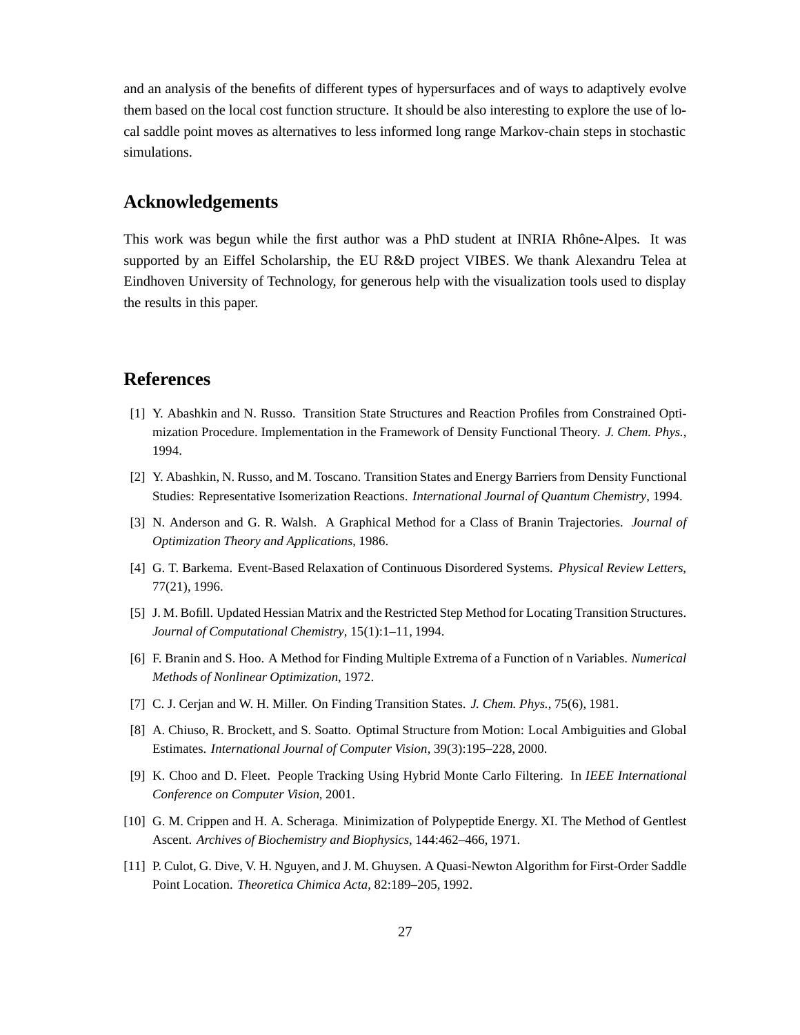and an analysis of the benefits of different types of hypersurfaces and of ways to adaptively evolve them based on the local cost function structure. It should be also interesting to explore the use of local saddle point moves as alternatives to less informed long range Markov-chain steps in stochastic simulations.

## Acknowledgements

This work was begun while the first author was a PhD student at INRIA Rhône-Alpes. It was supported by an Eiffel Scholarship, the EU R&D project VIBES. We thank Alexandru Telea at Eindhoven University of Technology, for generous help with the visualization tools used to display the results in this paper.

## References

[1] Y. Abashkin and N. Russo. Transition State Structures and Reaction Profiles from Constrained Optimization Procedure. Implementation in the Framework of Density Functional Theory. *J. Chem. Phys.*, 1994.

[2] Y. Abashkin, N. Russo, and M. Toscano. Transition States and Energy Barriers from Density Functional Studies: Representative Isomerization Reactions. *International Journal of Quantum Chemistry*, 1994.

[3] N. Anderson and G. R. Walsh. A Graphical Method for a Class of Branin Trajectories. *Journal of Optimization Theory and Applications*, 1986.

[4] G. T. Barkema. Event-Based Relaxation of Continuous Disordered Systems. *Physical Review Letters*, 77(21), 1996.

[5] J. M. Bofill. Updated Hessian Matrix and the Restricted Step Method for Locating Transition Structures. *Journal of Computational Chemistry*, 15(1):1–11, 1994.

[6] F. Branin and S. Hoo. A Method for Finding Multiple Extrema of a Function of n Variables. *Numerical Methods of Nonlinear Optimization*, 1972.

[7] C. J. Cerjan and W. H. Miller. On Finding Transition States. *J. Chem. Phys.*, 75(6), 1981.

[8] A. Chiuso, R. Brockett, and S. Soatto. Optimal Structure from Motion: Local Ambiguities and Global Estimates. *International Journal of Computer Vision*, 39(3):195–228, 2000.

[9] K. Choo and D. Fleet. People Tracking Using Hybrid Monte Carlo Filtering. In *IEEE International Conference on Computer Vision*, 2001.

[10] G. M. Crippen and H. A. Scheraga. Minimization of Polypeptide Energy. XI. The Method of Gentlest Ascent. *Archives of Biochemistry and Biophysics*, 144:462–466, 1971.

[11] P. Culot, G. Dive, V. H. Nguyen, and J. M. Ghuysen. A Quasi-Newton Algorithm for First-Order Saddle Point Location. *Theoretica Chimica Acta*, 82:189–205, 1992.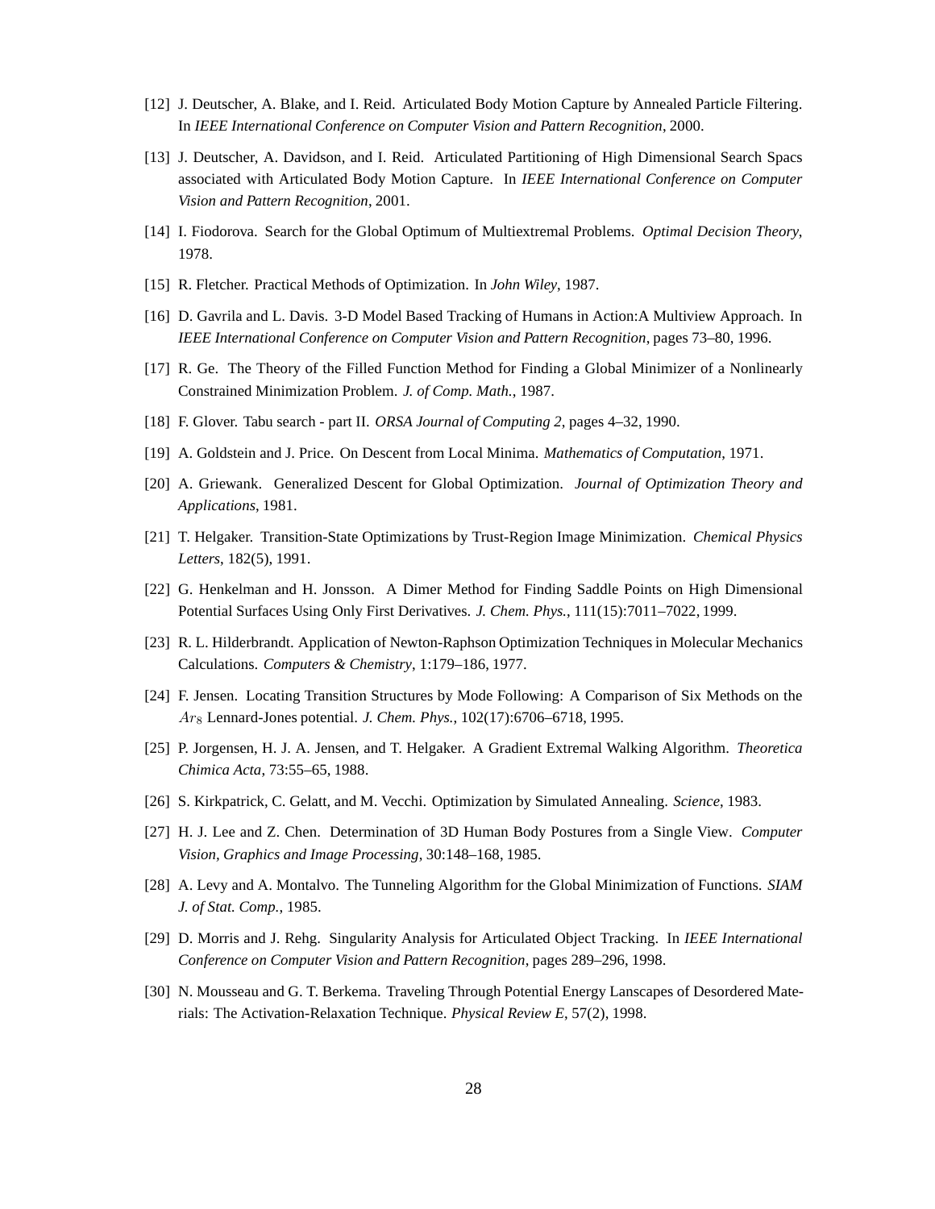[12] J. Deutscher, A. Blake, and I. Reid. Articulated Body Motion Capture by Annealed Particle Filtering. In *IEEE International Conference on Computer Vision and Pattern Recognition*, 2000.

[13] J. Deutscher, A. Davidson, and I. Reid. Articulated Partitioning of High Dimensional Search Spacs associated with Articulated Body Motion Capture. In *IEEE International Conference on Computer Vision and Pattern Recognition*, 2001.

[14] I. Fiodorova. Search for the Global Optimum of Multiextremal Problems. *Optimal Decision Theory*, 1978.

[15] R. Fletcher. Practical Methods of Optimization. In *John Wiley*, 1987.

[16] D. Gavrila and L. Davis. 3-D Model Based Tracking of Humans in Action:A Multiview Approach. In *IEEE International Conference on Computer Vision and Pattern Recognition*, pages 73–80, 1996.

[17] R. Ge. The Theory of the Filled Function Method for Finding a Global Minimizer of a Nonlinearly Constrained Minimization Problem. *J. of Comp. Math.*, 1987.

[18] F. Glover. Tabu search - part II. *ORSA Journal of Computing 2*, pages 4–32, 1990.

[19] A. Goldstein and J. Price. On Descent from Local Minima. *Mathematics of Computation*, 1971.

[20] A. Griewank. Generalized Descent for Global Optimization. *Journal of Optimization Theory and Applications*, 1981.

[21] T. Helgaker. Transition-State Optimizations by Trust-Region Image Minimization. *Chemical Physics Letters*, 182(5), 1991.

[22] G. Henkelman and H. Jonsson. A Dimer Method for Finding Saddle Points on High Dimensional Potential Surfaces Using Only First Derivatives. *J. Chem. Phys.*, 111(15):7011–7022, 1999.

[23] R. L. Hilderbrandt. Application of Newton-Raphson Optimization Techniques in Molecular Mechanics Calculations. *Computers & Chemistry*, 1:179–186, 1977.

[24] F. Jensen. Locating Transition Structures by Mode Following: A Comparison of Six Methods on the $Ar_8$ Lennard-Jones potential. *J. Chem. Phys.*, 102(17):6706–6718, 1995.

[25] P. Jorgensen, H. J. A. Jensen, and T. Helgaker. A Gradient Extremal Walking Algorithm. *Theoretica Chimica Acta*, 73:55–65, 1988.

[26] S. Kirkpatrick, C. Gelatt, and M. Vecchi. Optimization by Simulated Annealing. *Science*, 1983.

[27] H. J. Lee and Z. Chen. Determination of 3D Human Body Postures from a Single View. *Computer Vision, Graphics and Image Processing*, 30:148–168, 1985.

[28] A. Levy and A. Montalvo. The Tunneling Algorithm for the Global Minimization of Functions. *SIAM J. of Stat. Comp.*, 1985.

[29] D. Morris and J. Rehg. Singularity Analysis for Articulated Object Tracking. In *IEEE International Conference on Computer Vision and Pattern Recognition*, pages 289–296, 1998.

[30] N. Mousseau and G. T. Berkema. Traveling Through Potential Energy Lanscapes of Desordered Materials: The Activation-Relaxation Technique. *Physical Review E*, 57(2), 1998.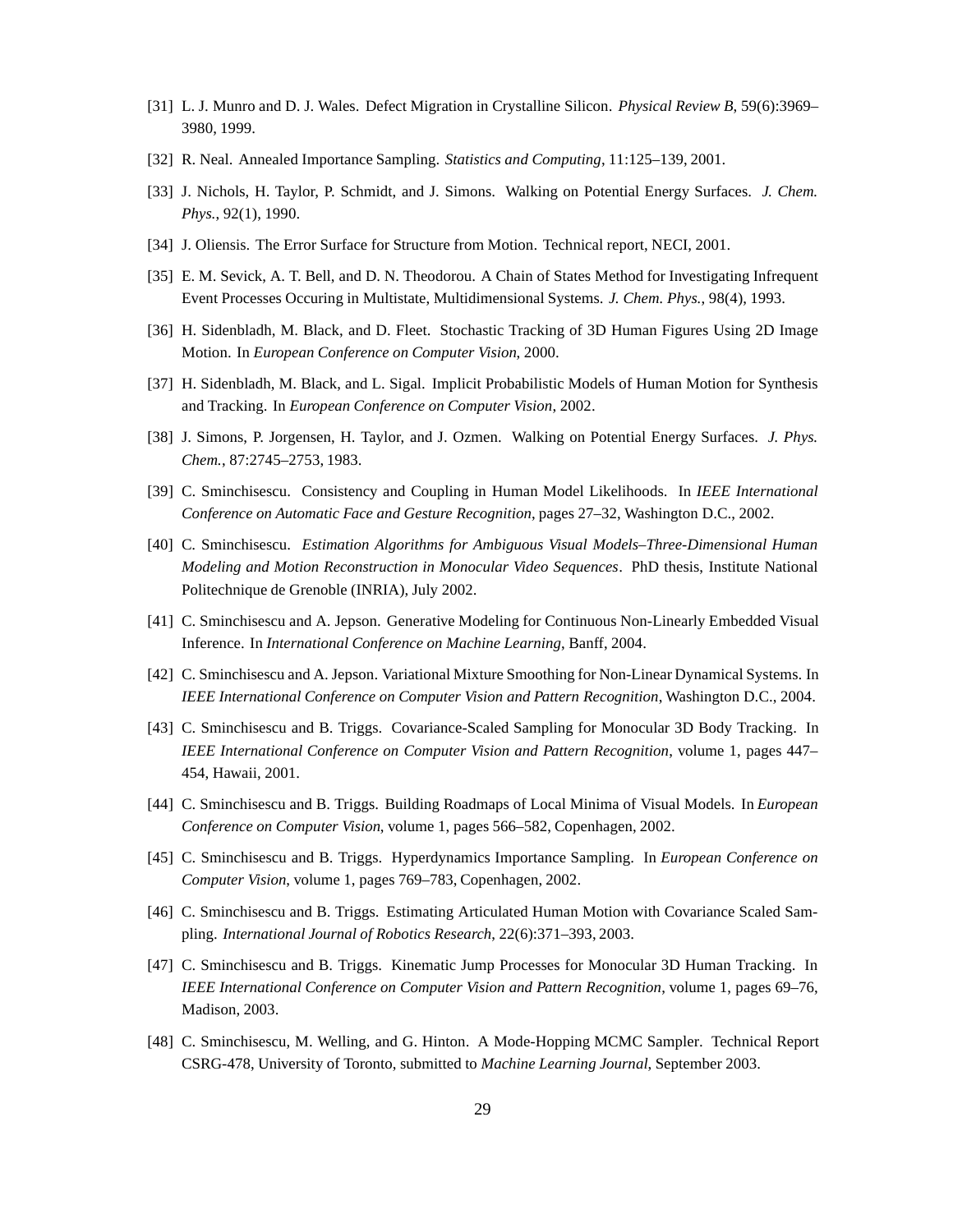[31] L. J. Munro and D. J. Wales. Defect Migration in Crystalline Silicon. *Physical Review B*, 59(6):3969–3980, 1999.

[32] R. Neal. Annealed Importance Sampling. *Statistics and Computing*, 11:125–139, 2001.

[33] J. Nichols, H. Taylor, P. Schmidt, and J. Simons. Walking on Potential Energy Surfaces. *J. Chem. Phys.*, 92(1), 1990.

[34] J. Oliensis. The Error Surface for Structure from Motion. Technical report, NECI, 2001.

[35] E. M. Sevick, A. T. Bell, and D. N. Theodorou. A Chain of States Method for Investigating Infrequent Event Processes Occuring in Multistate, Multidimensional Systems. *J. Chem. Phys.*, 98(4), 1993.

[36] H. Sidenbladh, M. Black, and D. Fleet. Stochastic Tracking of 3D Human Figures Using 2D Image Motion. In *European Conference on Computer Vision*, 2000.

[37] H. Sidenbladh, M. Black, and L. Sigal. Implicit Probabilistic Models of Human Motion for Synthesis and Tracking. In *European Conference on Computer Vision*, 2002.

[38] J. Simons, P. Jorgensen, H. Taylor, and J. Ozmen. Walking on Potential Energy Surfaces. *J. Phys. Chem.*, 87:2745–2753, 1983.

[39] C. Sminchisescu. Consistency and Coupling in Human Model Likelihoods. In *IEEE International Conference on Automatic Face and Gesture Recognition*, pages 27–32, Washington D.C., 2002.

[40] C. Sminchisescu. *Estimation Algorithms for Ambiguous Visual Models–Three-Dimensional Human Modeling and Motion Reconstruction in Monocular Video Sequences*. PhD thesis, Institute National Politechnique de Grenoble (INRIA), July 2002.

[41] C. Sminchisescu and A. Jepson. Generative Modeling for Continuous Non-Linearly Embedded Visual Inference. In *International Conference on Machine Learning*, Banff, 2004.

[42] C. Sminchisescu and A. Jepson. Variational Mixture Smoothing for Non-Linear Dynamical Systems. In *IEEE International Conference on Computer Vision and Pattern Recognition*, Washington D.C., 2004.

[43] C. Sminchisescu and B. Triggs. Covariance-Scaled Sampling for Monocular 3D Body Tracking. In *IEEE International Conference on Computer Vision and Pattern Recognition*, volume 1, pages 447–454, Hawaii, 2001.

[44] C. Sminchisescu and B. Triggs. Building Roadmaps of Local Minima of Visual Models. In *European Conference on Computer Vision*, volume 1, pages 566–582, Copenhagen, 2002.

[45] C. Sminchisescu and B. Triggs. Hyperdynamics Importance Sampling. In *European Conference on Computer Vision*, volume 1, pages 769–783, Copenhagen, 2002.

[46] C. Sminchisescu and B. Triggs. Estimating Articulated Human Motion with Covariance Scaled Sampling. *International Journal of Robotics Research*, 22(6):371–393, 2003.

[47] C. Sminchisescu and B. Triggs. Kinematic Jump Processes for Monocular 3D Human Tracking. In *IEEE International Conference on Computer Vision and Pattern Recognition*, volume 1, pages 69–76, Madison, 2003.

[48] C. Sminchisescu, M. Welling, and G. Hinton. A Mode-Hopping MCMC Sampler. Technical Report CSRG-478, University of Toronto, submitted to *Machine Learning Journal*, September 2003.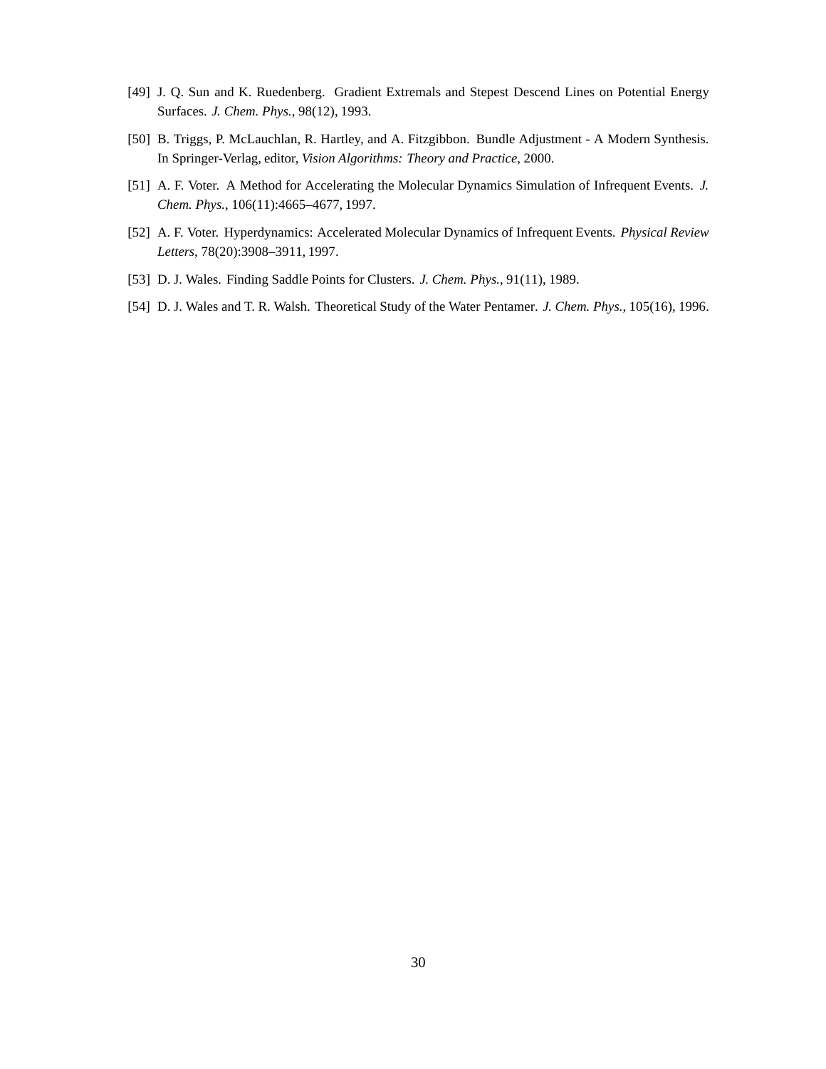[49] J. Q. Sun and K. Ruedenberg. Gradient Extremals and Stepest Descend Lines on Potential Energy Surfaces. *J. Chem. Phys.*, 98(12), 1993.

[50] B. Triggs, P. McLauchlan, R. Hartley, and A. Fitzgibbon. Bundle Adjustment - A Modern Synthesis. In Springer-Verlag, editor, *Vision Algorithms: Theory and Practice*, 2000.

[51] A. F. Voter. A Method for Accelerating the Molecular Dynamics Simulation of Infrequent Events. *J. Chem. Phys.*, 106(11):4665–4677, 1997.

[52] A. F. Voter. Hyperdynamics: Accelerated Molecular Dynamics of Infrequent Events. *Physical Review Letters*, 78(20):3908–3911, 1997.

[53] D. J. Wales. Finding Saddle Points for Clusters. *J. Chem. Phys.*, 91(11), 1989.

[54] D. J. Wales and T. R. Walsh. Theoretical Study of the Water Pentamer. *J. Chem. Phys.*, 105(16), 1996.